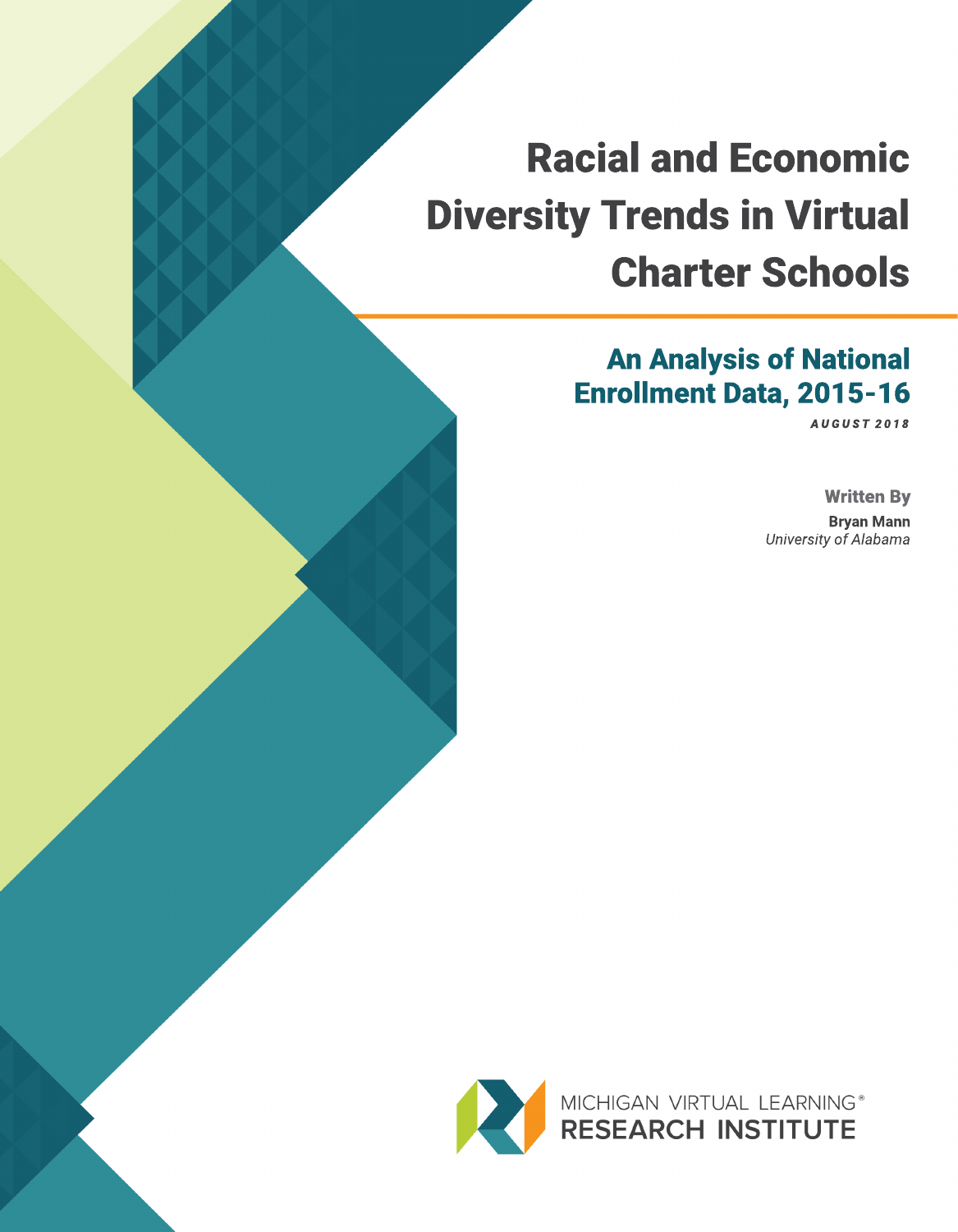# Racial and Economic Diversity Trends in Virtual Charter Schools

## An Analysis of National Enrollment Data, 2015-16

*AUGUST 2018*

**Written By**

**Bryan Mann**

*University of Alabama*

MICHIGAN VIRTUAL LEARNING®
RESEARCH INSTITUTE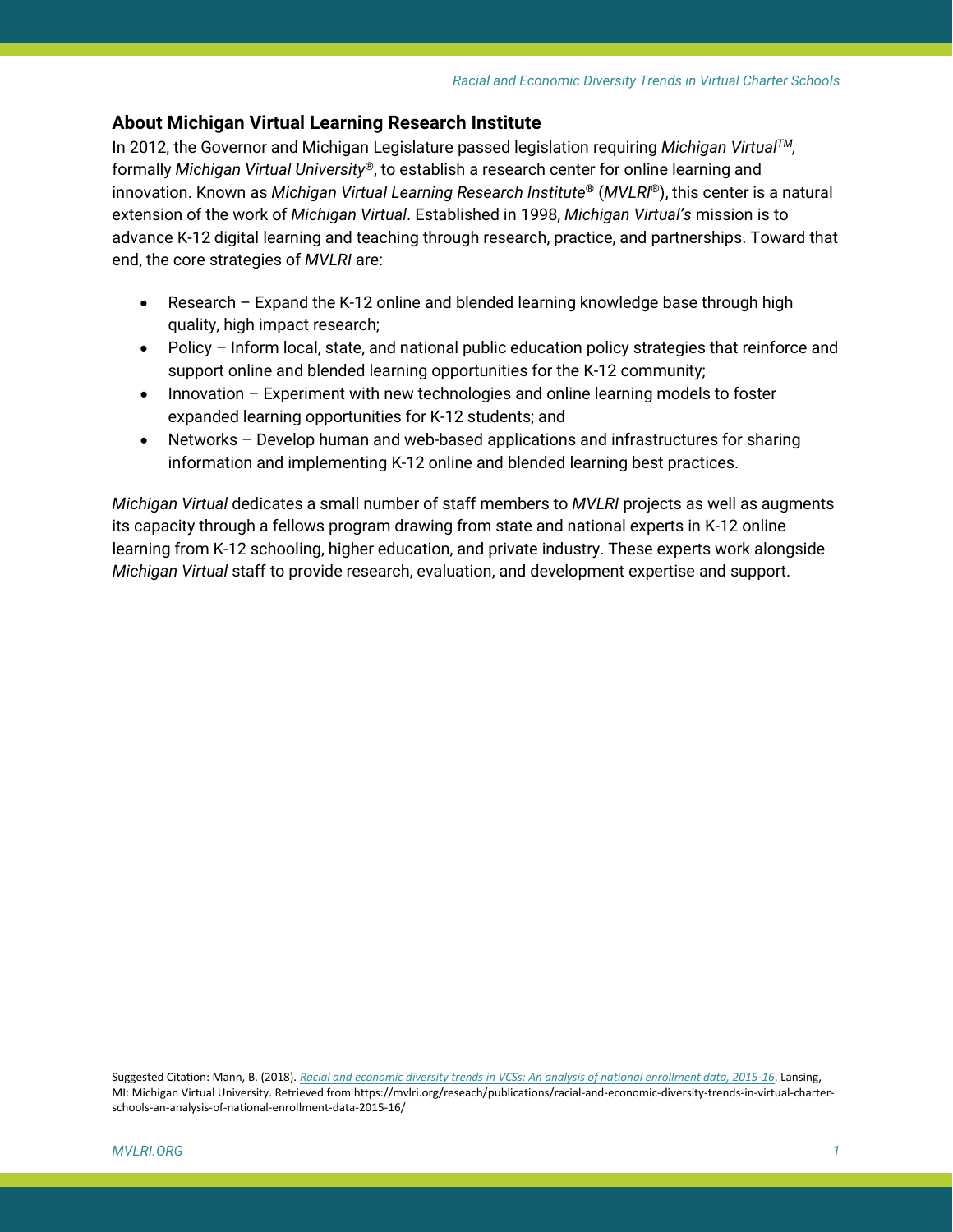## About Michigan Virtual Learning Research Institute

In 2012, the Governor and Michigan Legislature passed legislation requiring *Michigan Virtual*™, formally *Michigan Virtual University*®, to establish a research center for online learning and innovation. Known as *Michigan Virtual Learning Research Institute*® (*MVLRI*®), this center is a natural extension of the work of *Michigan Virtual*. Established in 1998, *Michigan Virtual's* mission is to advance K-12 digital learning and teaching through research, practice, and partnerships. Toward that end, the core strategies of *MVLRI* are:

- Research – Expand the K-12 online and blended learning knowledge base through high quality, high impact research;
- Policy – Inform local, state, and national public education policy strategies that reinforce and support online and blended learning opportunities for the K-12 community;
- Innovation – Experiment with new technologies and online learning models to foster expanded learning opportunities for K-12 students; and
- Networks – Develop human and web-based applications and infrastructures for sharing information and implementing K-12 online and blended learning best practices.

*Michigan Virtual* dedicates a small number of staff members to *MVLRI* projects as well as augments its capacity through a fellows program drawing from state and national experts in K-12 online learning from K-12 schooling, higher education, and private industry. These experts work alongside *Michigan Virtual* staff to provide research, evaluation, and development expertise and support.

Suggested Citation: Mann, B. (2018). *Racial and economic diversity trends in VCSs: An analysis of national enrollment data, 2015-16*. Lansing, MI: Michigan Virtual University. Retrieved from https://mvlri.org/reseach/publications/racial-and-economic-diversity-trends-in-virtual-charter-schools-an-analysis-of-national-enrollment-data-2015-16/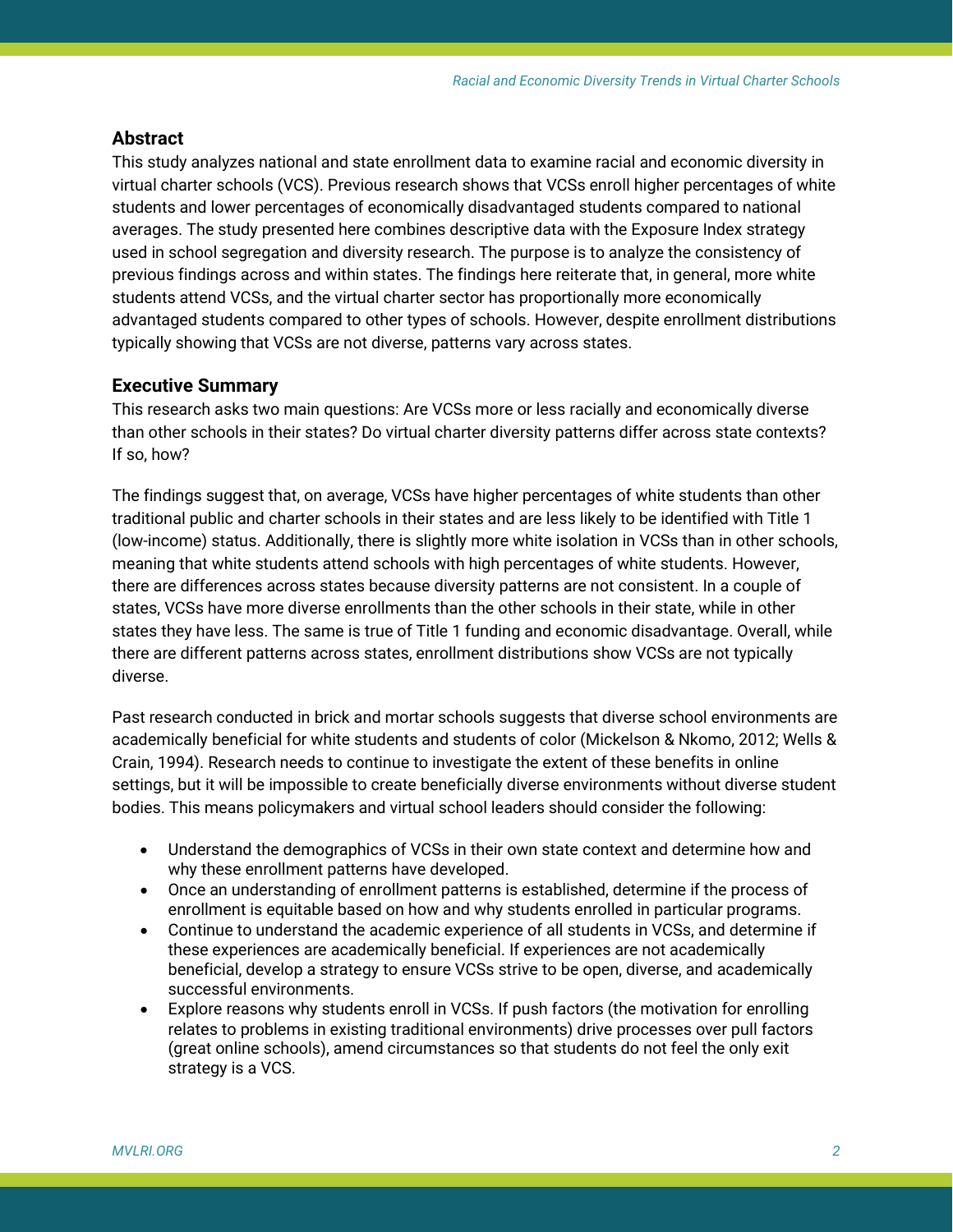## Abstract

This study analyzes national and state enrollment data to examine racial and economic diversity in virtual charter schools (VCS). Previous research shows that VCSs enroll higher percentages of white students and lower percentages of economically disadvantaged students compared to national averages. The study presented here combines descriptive data with the Exposure Index strategy used in school segregation and diversity research. The purpose is to analyze the consistency of previous findings across and within states. The findings here reiterate that, in general, more white students attend VCSs, and the virtual charter sector has proportionally more economically advantaged students compared to other types of schools. However, despite enrollment distributions typically showing that VCSs are not diverse, patterns vary across states.

## Executive Summary

This research asks two main questions: Are VCSs more or less racially and economically diverse than other schools in their states? Do virtual charter diversity patterns differ across state contexts? If so, how?

The findings suggest that, on average, VCSs have higher percentages of white students than other traditional public and charter schools in their states and are less likely to be identified with Title 1 (low-income) status. Additionally, there is slightly more white isolation in VCSs than in other schools, meaning that white students attend schools with high percentages of white students. However, there are differences across states because diversity patterns are not consistent. In a couple of states, VCSs have more diverse enrollments than the other schools in their state, while in other states they have less. The same is true of Title 1 funding and economic disadvantage. Overall, while there are different patterns across states, enrollment distributions show VCSs are not typically diverse.

Past research conducted in brick and mortar schools suggests that diverse school environments are academically beneficial for white students and students of color (Mickelson & Nkomo, 2012; Wells & Crain, 1994). Research needs to continue to investigate the extent of these benefits in online settings, but it will be impossible to create beneficially diverse environments without diverse student bodies. This means policymakers and virtual school leaders should consider the following:

- Understand the demographics of VCSs in their own state context and determine how and why these enrollment patterns have developed.
- Once an understanding of enrollment patterns is established, determine if the process of enrollment is equitable based on how and why students enrolled in particular programs.
- Continue to understand the academic experience of all students in VCSs, and determine if these experiences are academically beneficial. If experiences are not academically beneficial, develop a strategy to ensure VCSs strive to be open, diverse, and academically successful environments.
- Explore reasons why students enroll in VCSs. If push factors (the motivation for enrolling relates to problems in existing traditional environments) drive processes over pull factors (great online schools), amend circumstances so that students do not feel the only exit strategy is a VCS.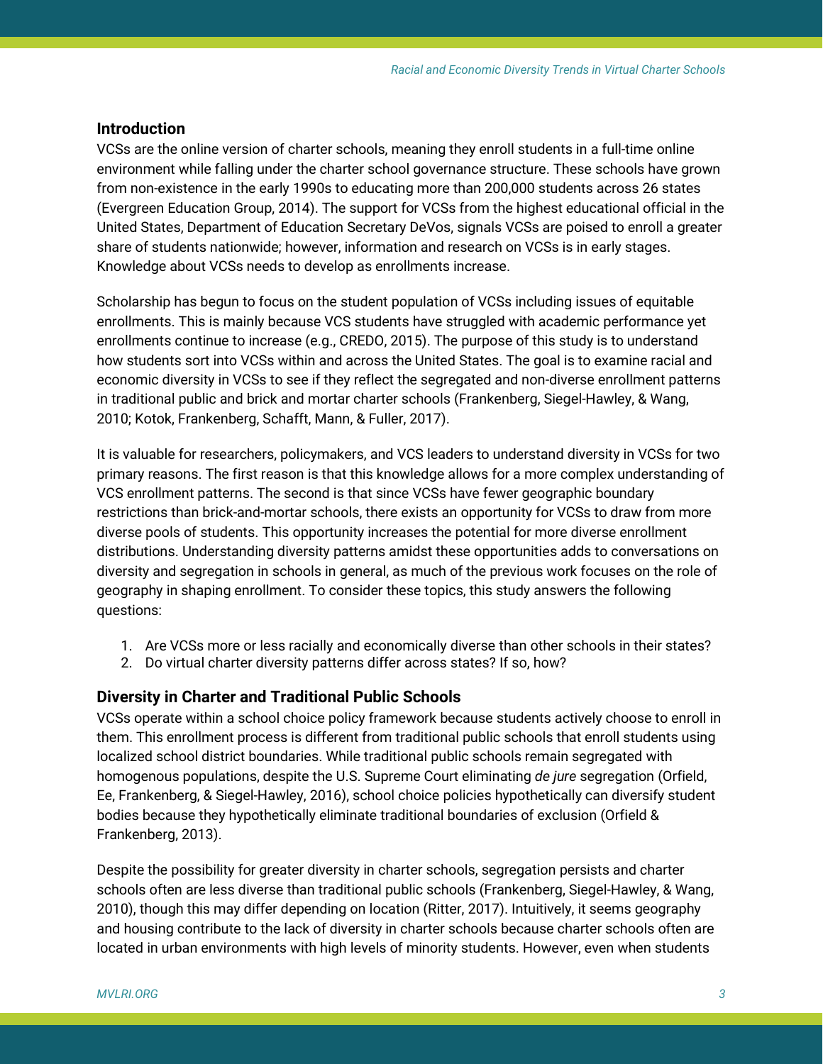## Introduction

VCSs are the online version of charter schools, meaning they enroll students in a full-time online environment while falling under the charter school governance structure. These schools have grown from non-existence in the early 1990s to educating more than 200,000 students across 26 states (Evergreen Education Group, 2014). The support for VCSs from the highest educational official in the United States, Department of Education Secretary DeVos, signals VCSs are poised to enroll a greater share of students nationwide; however, information and research on VCSs is in early stages. Knowledge about VCSs needs to develop as enrollments increase.

Scholarship has begun to focus on the student population of VCSs including issues of equitable enrollments. This is mainly because VCS students have struggled with academic performance yet enrollments continue to increase (e.g., CREDO, 2015). The purpose of this study is to understand how students sort into VCSs within and across the United States. The goal is to examine racial and economic diversity in VCSs to see if they reflect the segregated and non-diverse enrollment patterns in traditional public and brick and mortar charter schools (Frankenberg, Siegel-Hawley, & Wang, 2010; Kotok, Frankenberg, Schafft, Mann, & Fuller, 2017).

It is valuable for researchers, policymakers, and VCS leaders to understand diversity in VCSs for two primary reasons. The first reason is that this knowledge allows for a more complex understanding of VCS enrollment patterns. The second is that since VCSs have fewer geographic boundary restrictions than brick-and-mortar schools, there exists an opportunity for VCSs to draw from more diverse pools of students. This opportunity increases the potential for more diverse enrollment distributions. Understanding diversity patterns amidst these opportunities adds to conversations on diversity and segregation in schools in general, as much of the previous work focuses on the role of geography in shaping enrollment. To consider these topics, this study answers the following questions:

1. Are VCSs more or less racially and economically diverse than other schools in their states?
2. Do virtual charter diversity patterns differ across states? If so, how?

## Diversity in Charter and Traditional Public Schools

VCSs operate within a school choice policy framework because students actively choose to enroll in them. This enrollment process is different from traditional public schools that enroll students using localized school district boundaries. While traditional public schools remain segregated with homogenous populations, despite the U.S. Supreme Court eliminating *de jure* segregation (Orfield, Ee, Frankenberg, & Siegel-Hawley, 2016), school choice policies hypothetically can diversify student bodies because they hypothetically eliminate traditional boundaries of exclusion (Orfield & Frankenberg, 2013).

Despite the possibility for greater diversity in charter schools, segregation persists and charter schools often are less diverse than traditional public schools (Frankenberg, Siegel-Hawley, & Wang, 2010), though this may differ depending on location (Ritter, 2017). Intuitively, it seems geography and housing contribute to the lack of diversity in charter schools because charter schools often are located in urban environments with high levels of minority students. However, even when students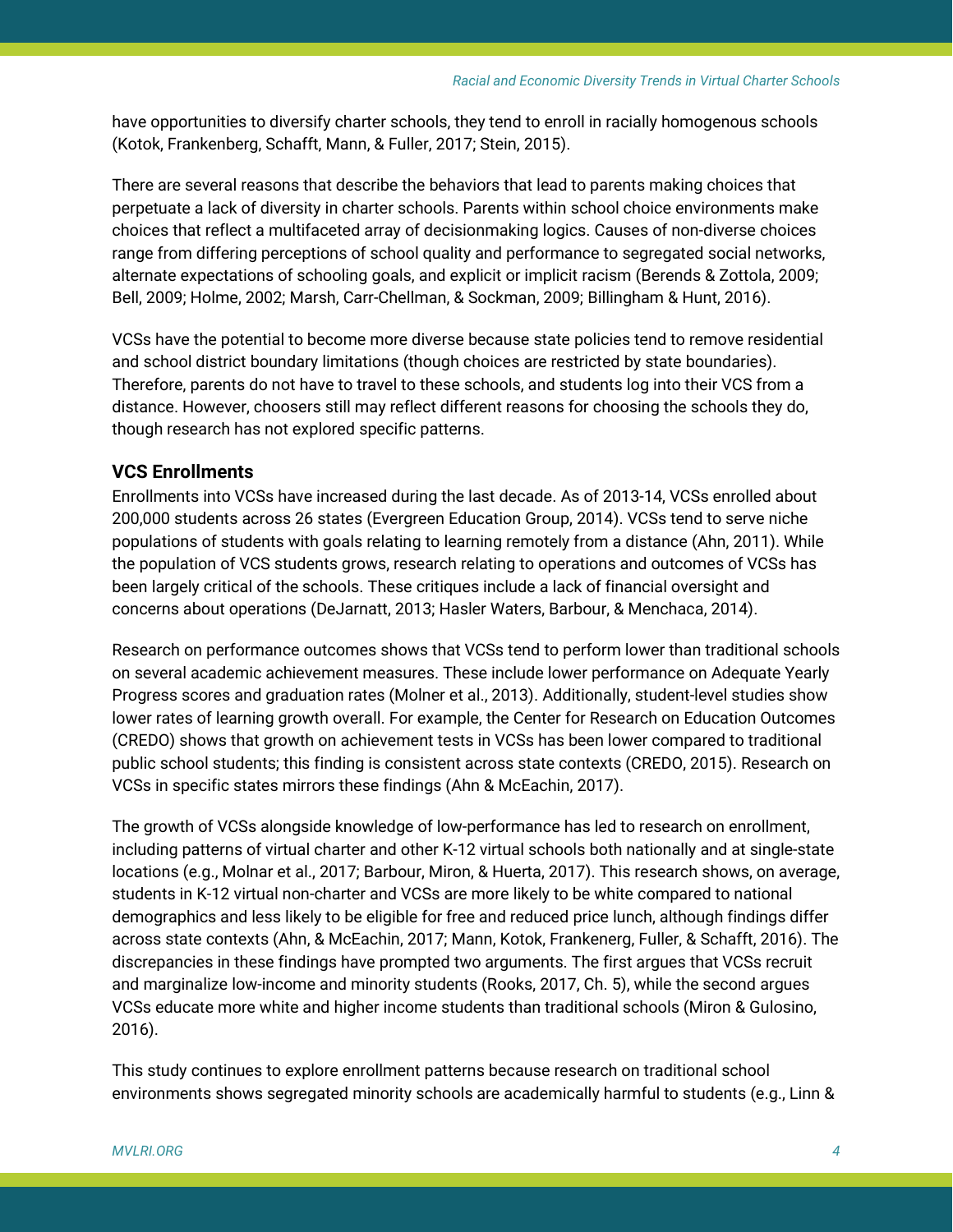have opportunities to diversify charter schools, they tend to enroll in racially homogenous schools (Kotok, Frankenberg, Schafft, Mann, & Fuller, 2017; Stein, 2015).

There are several reasons that describe the behaviors that lead to parents making choices that perpetuate a lack of diversity in charter schools. Parents within school choice environments make choices that reflect a multifaceted array of decisionmaking logics. Causes of non-diverse choices range from differing perceptions of school quality and performance to segregated social networks, alternate expectations of schooling goals, and explicit or implicit racism (Berends & Zottola, 2009; Bell, 2009; Holme, 2002; Marsh, Carr-Chellman, & Sockman, 2009; Billingham & Hunt, 2016).

VCSs have the potential to become more diverse because state policies tend to remove residential and school district boundary limitations (though choices are restricted by state boundaries). Therefore, parents do not have to travel to these schools, and students log into their VCS from a distance. However, choosers still may reflect different reasons for choosing the schools they do, though research has not explored specific patterns.

### VCS Enrollments

Enrollments into VCSs have increased during the last decade. As of 2013-14, VCSs enrolled about 200,000 students across 26 states (Evergreen Education Group, 2014). VCSs tend to serve niche populations of students with goals relating to learning remotely from a distance (Ahn, 2011). While the population of VCS students grows, research relating to operations and outcomes of VCSs has been largely critical of the schools. These critiques include a lack of financial oversight and concerns about operations (DeJarnatt, 2013; Hasler Waters, Barbour, & Menchaca, 2014).

Research on performance outcomes shows that VCSs tend to perform lower than traditional schools on several academic achievement measures. These include lower performance on Adequate Yearly Progress scores and graduation rates (Molner et al., 2013). Additionally, student-level studies show lower rates of learning growth overall. For example, the Center for Research on Education Outcomes (CREDO) shows that growth on achievement tests in VCSs has been lower compared to traditional public school students; this finding is consistent across state contexts (CREDO, 2015). Research on VCSs in specific states mirrors these findings (Ahn & McEachin, 2017).

The growth of VCSs alongside knowledge of low-performance has led to research on enrollment, including patterns of virtual charter and other K-12 virtual schools both nationally and at single-state locations (e.g., Molnar et al., 2017; Barbour, Miron, & Huerta, 2017). This research shows, on average, students in K-12 virtual non-charter and VCSs are more likely to be white compared to national demographics and less likely to be eligible for free and reduced price lunch, although findings differ across state contexts (Ahn, & McEachin, 2017; Mann, Kotok, Frankeneg, Fuller, & Schafft, 2016). The discrepancies in these findings have prompted two arguments. The first argues that VCSs recruit and marginalize low-income and minority students (Rooks, 2017, Ch. 5), while the second argues VCSs educate more white and higher income students than traditional schools (Miron & Gulosino, 2016).

This study continues to explore enrollment patterns because research on traditional school environments shows segregated minority schools are academically harmful to students (e.g., Linn &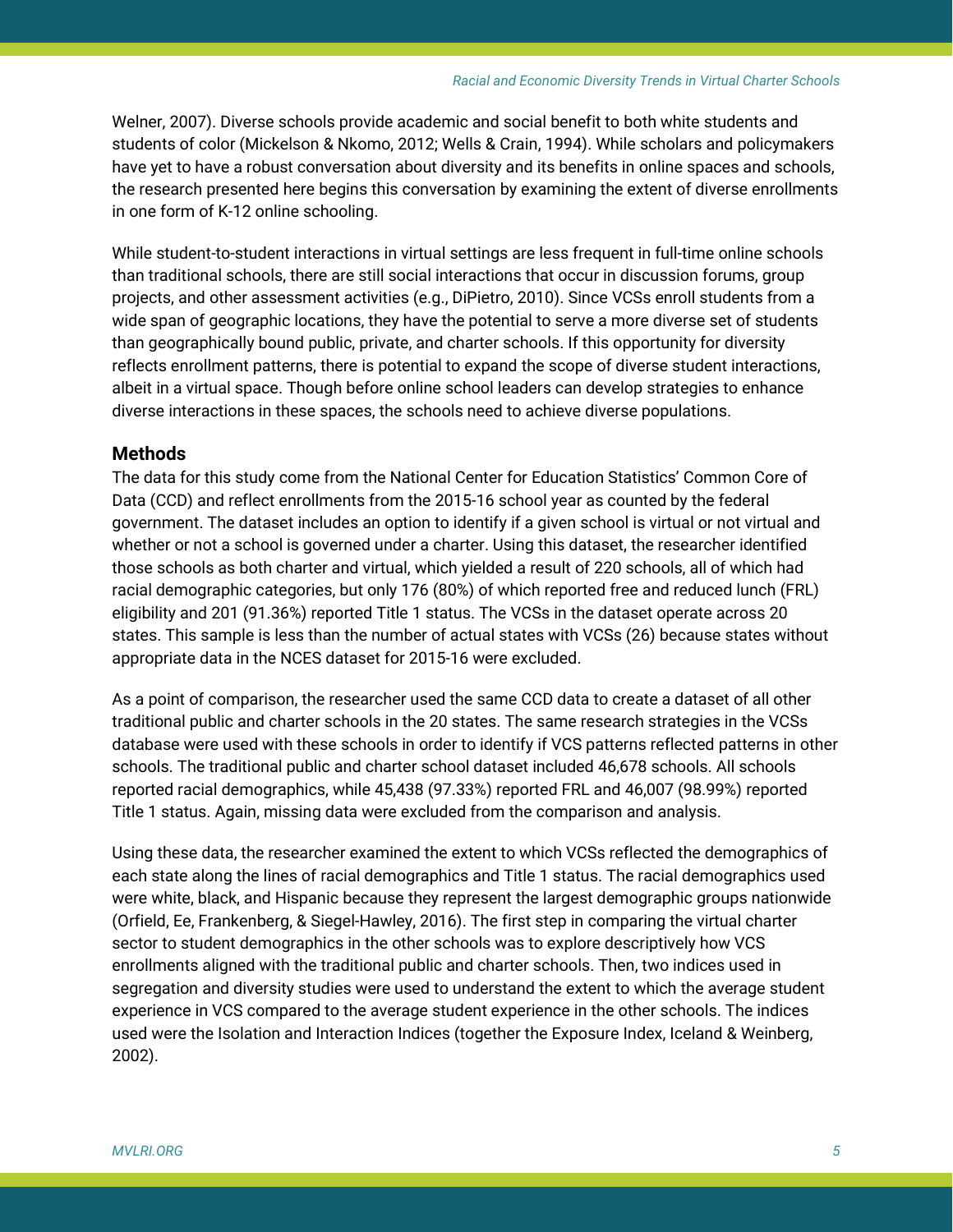Welner, 2007). Diverse schools provide academic and social benefit to both white students and students of color (Mickelson & Nkomo, 2012; Wells & Crain, 1994). While scholars and policymakers have yet to have a robust conversation about diversity and its benefits in online spaces and schools, the research presented here begins this conversation by examining the extent of diverse enrollments in one form of K-12 online schooling.

While student-to-student interactions in virtual settings are less frequent in full-time online schools than traditional schools, there are still social interactions that occur in discussion forums, group projects, and other assessment activities (e.g., DiPietro, 2010). Since VCSs enroll students from a wide span of geographic locations, they have the potential to serve a more diverse set of students than geographically bound public, private, and charter schools. If this opportunity for diversity reflects enrollment patterns, there is potential to expand the scope of diverse student interactions, albeit in a virtual space. Though before online school leaders can develop strategies to enhance diverse interactions in these spaces, the schools need to achieve diverse populations.

## Methods

The data for this study come from the National Center for Education Statistics' Common Core of Data (CCD) and reflect enrollments from the 2015-16 school year as counted by the federal government. The dataset includes an option to identify if a given school is virtual or not virtual and whether or not a school is governed under a charter. Using this dataset, the researcher identified those schools as both charter and virtual, which yielded a result of 220 schools, all of which had racial demographic categories, but only 176 (80%) of which reported free and reduced lunch (FRL) eligibility and 201 (91.36%) reported Title 1 status. The VCSs in the dataset operate across 20 states. This sample is less than the number of actual states with VCSs (26) because states without appropriate data in the NCES dataset for 2015-16 were excluded.

As a point of comparison, the researcher used the same CCD data to create a dataset of all other traditional public and charter schools in the 20 states. The same research strategies in the VCSs database were used with these schools in order to identify if VCS patterns reflected patterns in other schools. The traditional public and charter school dataset included 46,678 schools. All schools reported racial demographics, while 45,438 (97.33%) reported FRL and 46,007 (98.99%) reported Title 1 status. Again, missing data were excluded from the comparison and analysis.

Using these data, the researcher examined the extent to which VCSs reflected the demographics of each state along the lines of racial demographics and Title 1 status. The racial demographics used were white, black, and Hispanic because they represent the largest demographic groups nationwide (Orfield, Ee, Frankenberg, & Siegel-Hawley, 2016). The first step in comparing the virtual charter sector to student demographics in the other schools was to explore descriptively how VCS enrollments aligned with the traditional public and charter schools. Then, two indices used in segregation and diversity studies were used to understand the extent to which the average student experience in VCS compared to the average student experience in the other schools. The indices used were the Isolation and Interaction Indices (together the Exposure Index, Iceland & Weinberg, 2002).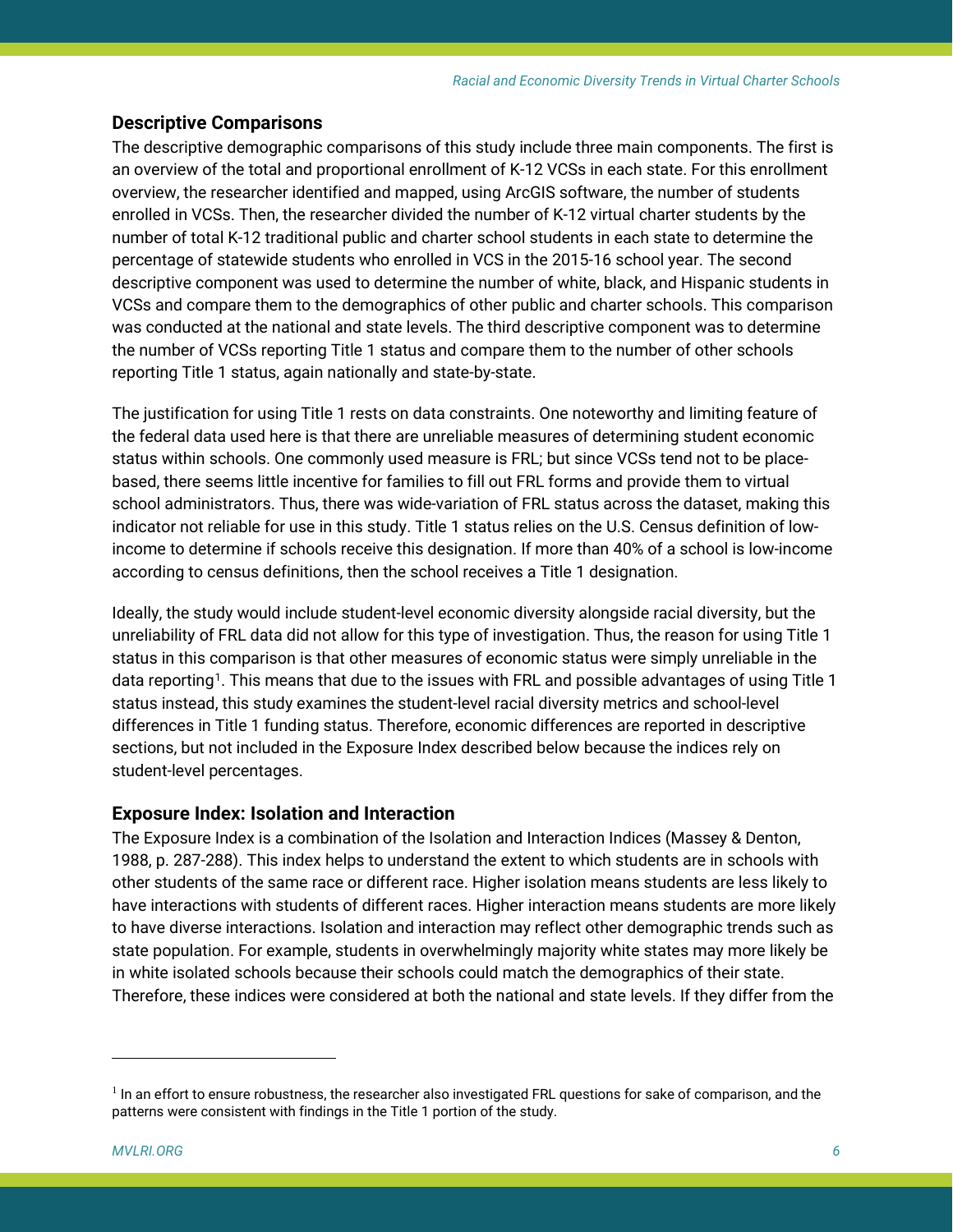### Descriptive Comparisons

The descriptive demographic comparisons of this study include three main components. The first is an overview of the total and proportional enrollment of K-12 VCSs in each state. For this enrollment overview, the researcher identified and mapped, using ArcGIS software, the number of students enrolled in VCSs. Then, the researcher divided the number of K-12 virtual charter students by the number of total K-12 traditional public and charter school students in each state to determine the percentage of statewide students who enrolled in VCS in the 2015-16 school year. The second descriptive component was used to determine the number of white, black, and Hispanic students in VCSs and compare them to the demographics of other public and charter schools. This comparison was conducted at the national and state levels. The third descriptive component was to determine the number of VCSs reporting Title 1 status and compare them to the number of other schools reporting Title 1 status, again nationally and state-by-state.

The justification for using Title 1 rests on data constraints. One noteworthy and limiting feature of the federal data used here is that there are unreliable measures of determining student economic status within schools. One commonly used measure is FRL; but since VCSs tend not to be place-based, there seems little incentive for families to fill out FRL forms and provide them to virtual school administrators. Thus, there was wide-variation of FRL status across the dataset, making this indicator not reliable for use in this study. Title 1 status relies on the U.S. Census definition of low-income to determine if schools receive this designation. If more than 40% of a school is low-income according to census definitions, then the school receives a Title 1 designation.

Ideally, the study would include student-level economic diversity alongside racial diversity, but the unreliability of FRL data did not allow for this type of investigation. Thus, the reason for using Title 1 status in this comparison is that other measures of economic status were simply unreliable in the data reporting[1]. This means that due to the issues with FRL and possible advantages of using Title 1 status instead, this study examines the student-level racial diversity metrics and school-level differences in Title 1 funding status. Therefore, economic differences are reported in descriptive sections, but not included in the Exposure Index described below because the indices rely on student-level percentages.

### Exposure Index: Isolation and Interaction

The Exposure Index is a combination of the Isolation and Interaction Indices (Massey & Denton, 1988, p. 287-288). This index helps to understand the extent to which students are in schools with other students of the same race or different race. Higher isolation means students are less likely to have interactions with students of different races. Higher interaction means students are more likely to have diverse interactions. Isolation and interaction may reflect other demographic trends such as state population. For example, students in overwhelmingly majority white states may more likely be in white isolated schools because their schools could match the demographics of their state. Therefore, these indices were considered at both the national and state levels. If they differ from the

[1] In an effort to ensure robustness, the researcher also investigated FRL questions for sake of comparison, and the patterns were consistent with findings in the Title 1 portion of the study.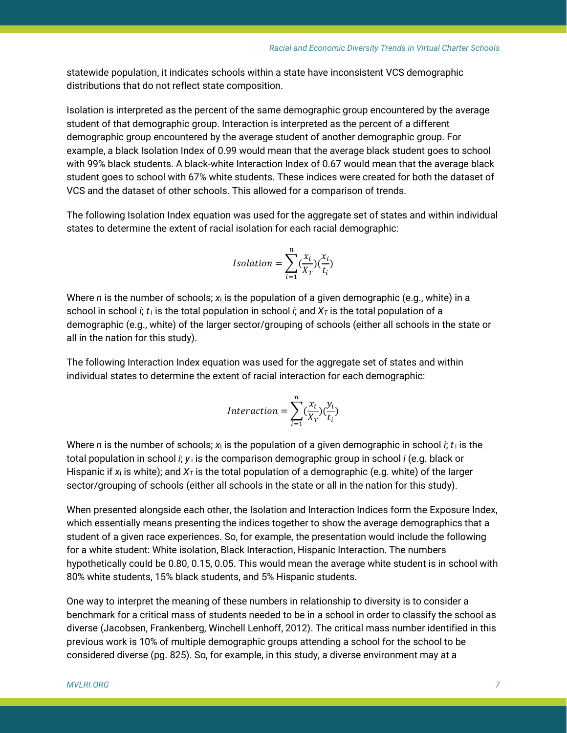statewide population, it indicates schools within a state have inconsistent VCS demographic distributions that do not reflect state composition.

Isolation is interpreted as the percent of the same demographic group encountered by the average student of that demographic group. Interaction is interpreted as the percent of a different demographic group encountered by the average student of another demographic group. For example, a black Isolation Index of 0.99 would mean that the average black student goes to school with 99% black students. A black-white Interaction Index of 0.67 would mean that the average black student goes to school with 67% white students. These indices were created for both the dataset of VCS and the dataset of other schools. This allowed for a comparison of trends.

The following Isolation Index equation was used for the aggregate set of states and within individual states to determine the extent of racial isolation for each racial demographic:

$$Isolation = \sum_{i=1}^{n} (\frac{x_i}{X_T})(\frac{x_i}{t_i})$$

Where $n$ is the number of schools; $x_i$ is the population of a given demographic (e.g., white) in a school in school $i$; $t_i$ is the total population in school $i$; and $X_T$ is the total population of a demographic (e.g., white) of the larger sector/grouping of schools (either all schools in the state or all in the nation for this study).

The following Interaction Index equation was used for the aggregate set of states and within individual states to determine the extent of racial interaction for each demographic:

$$Interaction = \sum_{i=1}^{n} (\frac{x_i}{X_T})(\frac{y_i}{t_i})$$

Where $n$ is the number of schools; $x_i$ is the population of a given demographic in school $i$; $t_i$ is the total population in school $i$; $y_i$ is the comparison demographic group in school $i$ (e.g. black or Hispanic if $x_i$ is white); and $X_T$ is the total population of a demographic (e.g. white) of the larger sector/grouping of schools (either all schools in the state or all in the nation for this study).

When presented alongside each other, the Isolation and Interaction Indices form the Exposure Index, which essentially means presenting the indices together to show the average demographics that a student of a given race experiences. So, for example, the presentation would include the following for a white student: White isolation, Black Interaction, Hispanic Interaction. The numbers hypothetically could be 0.80, 0.15, 0.05. This would mean the average white student is in school with 80% white students, 15% black students, and 5% Hispanic students.

One way to interpret the meaning of these numbers in relationship to diversity is to consider a benchmark for a critical mass of students needed to be in a school in order to classify the school as diverse (Jacobsen, Frankenberg, Winchell Lenhoff, 2012). The critical mass number identified in this previous work is 10% of multiple demographic groups attending a school for the school to be considered diverse (pg. 825). So, for example, in this study, a diverse environment may at a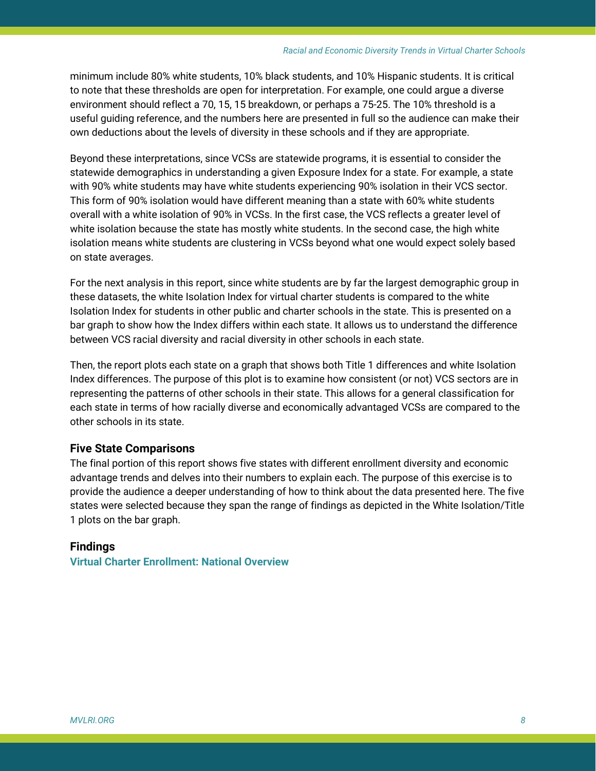minimum include 80% white students, 10% black students, and 10% Hispanic students. It is critical to note that these thresholds are open for interpretation. For example, one could argue a diverse environment should reflect a 70, 15, 15 breakdown, or perhaps a 75-25. The 10% threshold is a useful guiding reference, and the numbers here are presented in full so the audience can make their own deductions about the levels of diversity in these schools and if they are appropriate.

Beyond these interpretations, since VCSs are statewide programs, it is essential to consider the statewide demographics in understanding a given Exposure Index for a state. For example, a state with 90% white students may have white students experiencing 90% isolation in their VCS sector. This form of 90% isolation would have different meaning than a state with 60% white students overall with a white isolation of 90% in VCSs. In the first case, the VCS reflects a greater level of white isolation because the state has mostly white students. In the second case, the high white isolation means white students are clustering in VCSs beyond what one would expect solely based on state averages.

For the next analysis in this report, since white students are by far the largest demographic group in these datasets, the white Isolation Index for virtual charter students is compared to the white Isolation Index for students in other public and charter schools in the state. This is presented on a bar graph to show how the Index differs within each state. It allows us to understand the difference between VCS racial diversity and racial diversity in other schools in each state.

Then, the report plots each state on a graph that shows both Title 1 differences and white Isolation Index differences. The purpose of this plot is to examine how consistent (or not) VCS sectors are in representing the patterns of other schools in their state. This allows for a general classification for each state in terms of how racially diverse and economically advantaged VCSs are compared to the other schools in its state.

### Five State Comparisons

The final portion of this report shows five states with different enrollment diversity and economic advantage trends and delves into their numbers to explain each. The purpose of this exercise is to provide the audience a deeper understanding of how to think about the data presented here. The five states were selected because they span the range of findings as depicted in the White Isolation/Title 1 plots on the bar graph.

## Findings

### Virtual Charter Enrollment: National Overview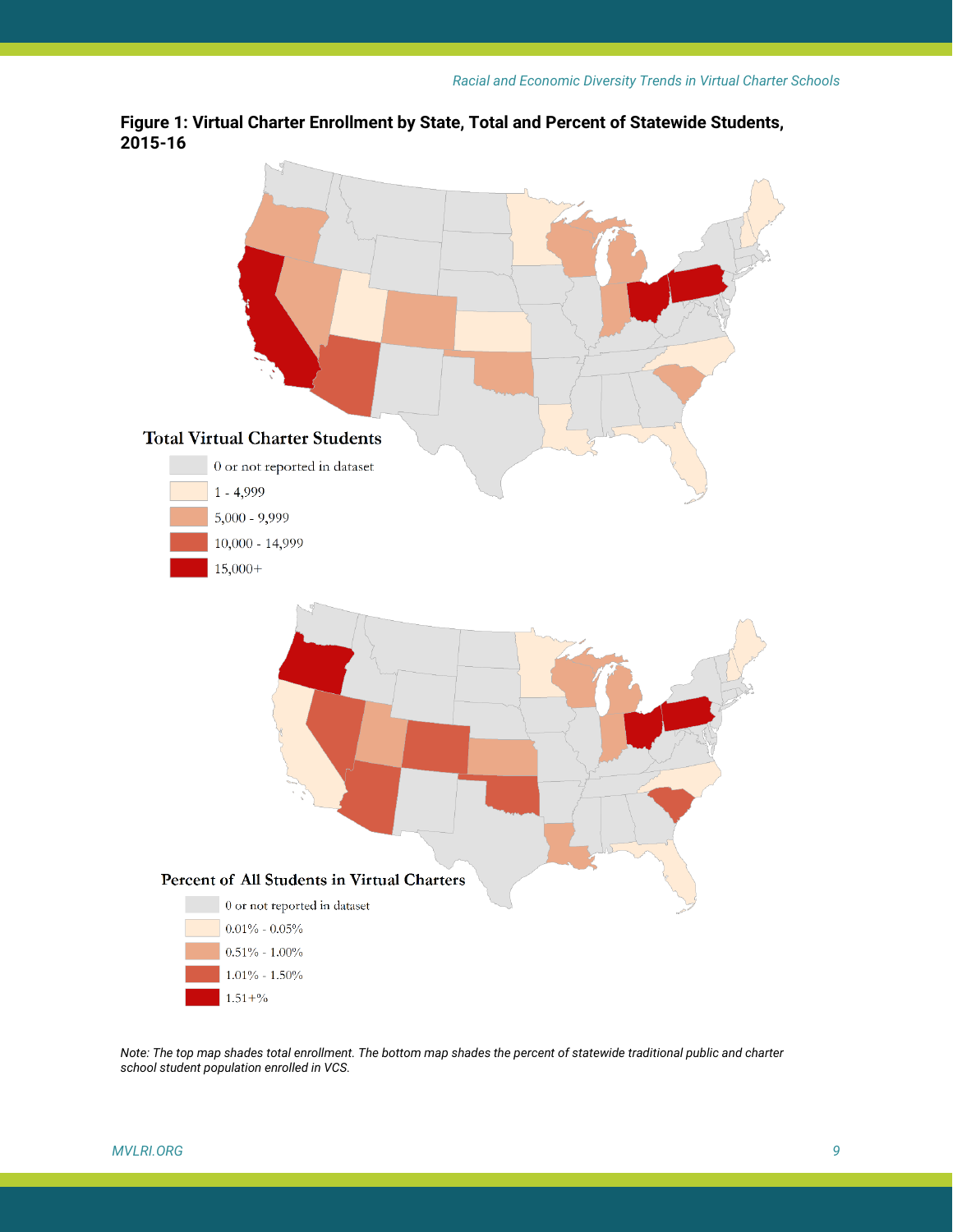**Figure 1: Virtual Charter Enrollment by State, Total and Percent of Statewide Students, 2015-16**

Total Virtual Charter Students

- 0 or not reported in dataset
- 1 - 4,999
- 5,000 - 9,999
- 10,000 - 14,999
- 15,000+

Percent of All Students in Virtual Charters

- 0 or not reported in dataset
- 0.01% - 0.05%
- 0.51% - 1.00%
- 1.01% - 1.50%
- 1.51+%

*Note: The top map shades total enrollment. The bottom map shades the percent of statewide traditional public and charter school student population enrolled in VCS.*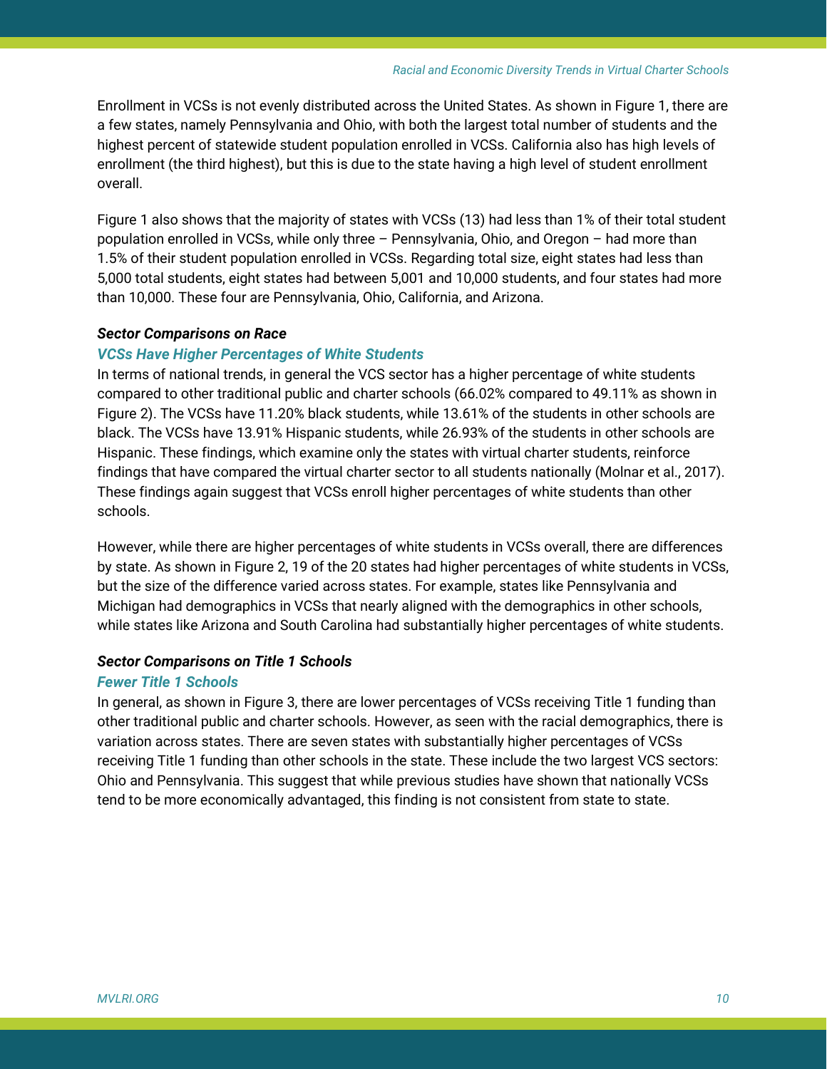Enrollment in VCSs is not evenly distributed across the United States. As shown in Figure 1, there are a few states, namely Pennsylvania and Ohio, with both the largest total number of students and the highest percent of statewide student population enrolled in VCSs. California also has high levels of enrollment (the third highest), but this is due to the state having a high level of student enrollment overall.

Figure 1 also shows that the majority of states with VCSs (13) had less than 1% of their total student population enrolled in VCSs, while only three – Pennsylvania, Ohio, and Oregon – had more than 1.5% of their student population enrolled in VCSs. Regarding total size, eight states had less than 5,000 total students, eight states had between 5,001 and 10,000 students, and four states had more than 10,000. These four are Pennsylvania, Ohio, California, and Arizona.

### ***Sector Comparisons on Race***

#### ***VCSs Have Higher Percentages of White Students***

In terms of national trends, in general the VCS sector has a higher percentage of white students compared to other traditional public and charter schools (66.02% compared to 49.11% as shown in Figure 2). The VCSs have 11.20% black students, while 13.61% of the students in other schools are black. The VCSs have 13.91% Hispanic students, while 26.93% of the students in other schools are Hispanic. These findings, which examine only the states with virtual charter students, reinforce findings that have compared the virtual charter sector to all students nationally (Molnar et al., 2017). These findings again suggest that VCSs enroll higher percentages of white students than other schools.

However, while there are higher percentages of white students in VCSs overall, there are differences by state. As shown in Figure 2, 19 of the 20 states had higher percentages of white students in VCSs, but the size of the difference varied across states. For example, states like Pennsylvania and Michigan had demographics in VCSs that nearly aligned with the demographics in other schools, while states like Arizona and South Carolina had substantially higher percentages of white students.

### ***Sector Comparisons on Title 1 Schools***

#### ***Fewer Title 1 Schools***

In general, as shown in Figure 3, there are lower percentages of VCSs receiving Title 1 funding than other traditional public and charter schools. However, as seen with the racial demographics, there is variation across states. There are seven states with substantially higher percentages of VCSs receiving Title 1 funding than other schools in the state. These include the two largest VCS sectors: Ohio and Pennsylvania. This suggest that while previous studies have shown that nationally VCSs tend to be more economically advantaged, this finding is not consistent from state to state.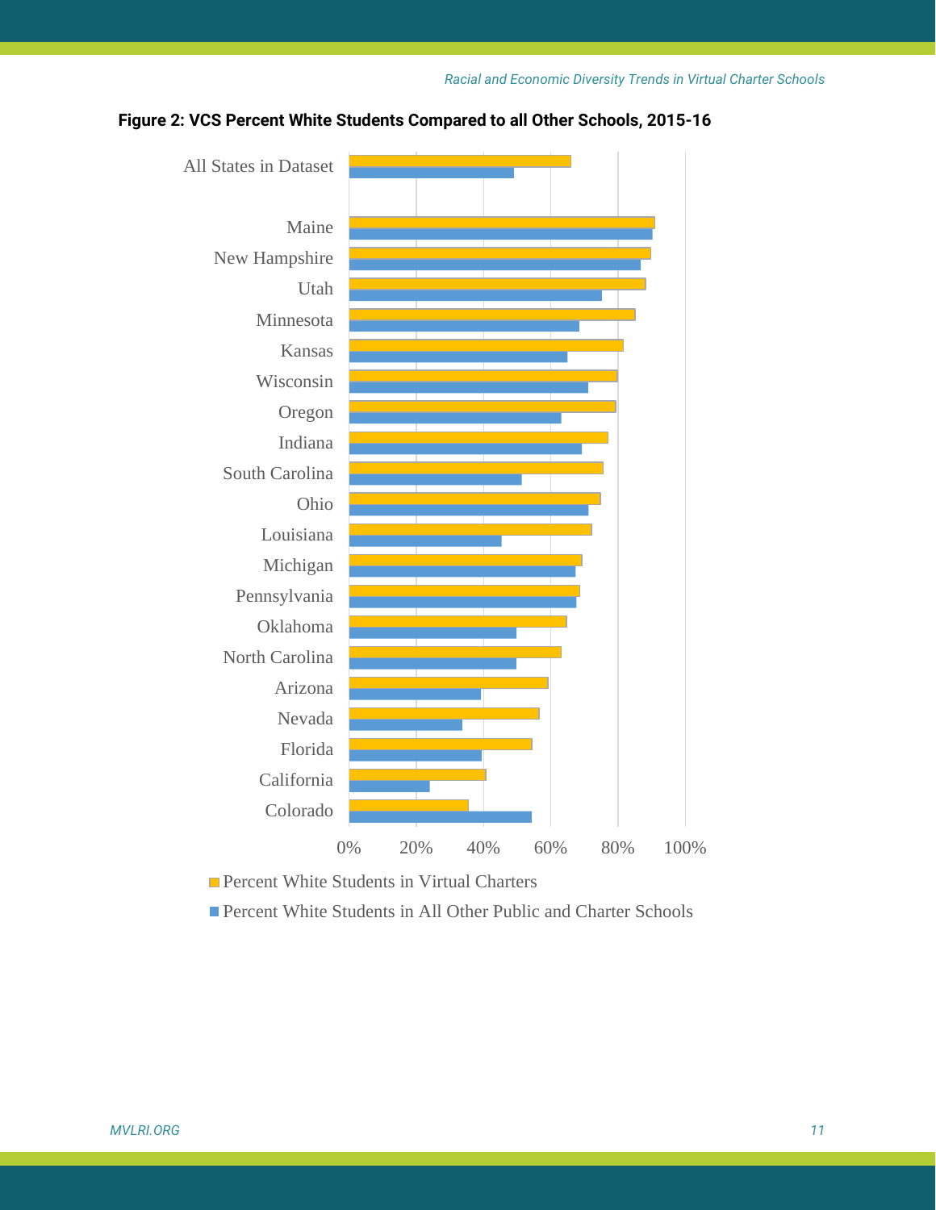**Figure 2: VCS Percent White Students Compared to all Other Schools, 2015-16**

All States in Dataset

Maine

New Hampshire

Utah

Minnesota

Kansas

Wisconsin

Oregon

Indiana

South Carolina

Ohio

Louisiana

Michigan

Pennsylvania

Oklahoma

North Carolina

Arizona

Nevada

Florida

California

Colorado

0% 20% 40% 60% 80% 100%

Percent White Students in Virtual Charters

Percent White Students in All Other Public and Charter Schools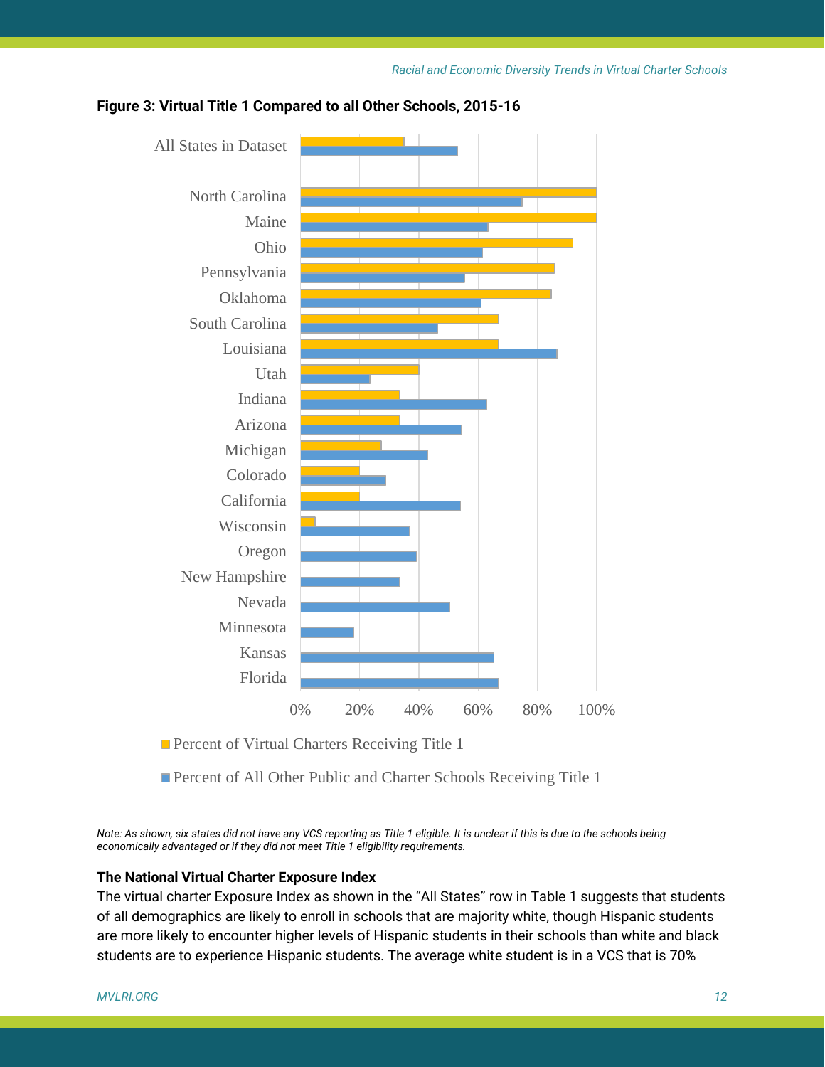**Figure 3: Virtual Title 1 Compared to all Other Schools, 2015-16**

*Note: As shown, six states did not have any VCS reporting as Title 1 eligible. It is unclear if this is due to the schools being economically advantaged or if they did not meet Title 1 eligibility requirements.*

### The National Virtual Charter Exposure Index

The virtual charter Exposure Index as shown in the "All States" row in Table 1 suggests that students of all demographics are likely to enroll in schools that are majority white, though Hispanic students are more likely to encounter higher levels of Hispanic students in their schools than white and black students are to experience Hispanic students. The average white student is in a VCS that is 70%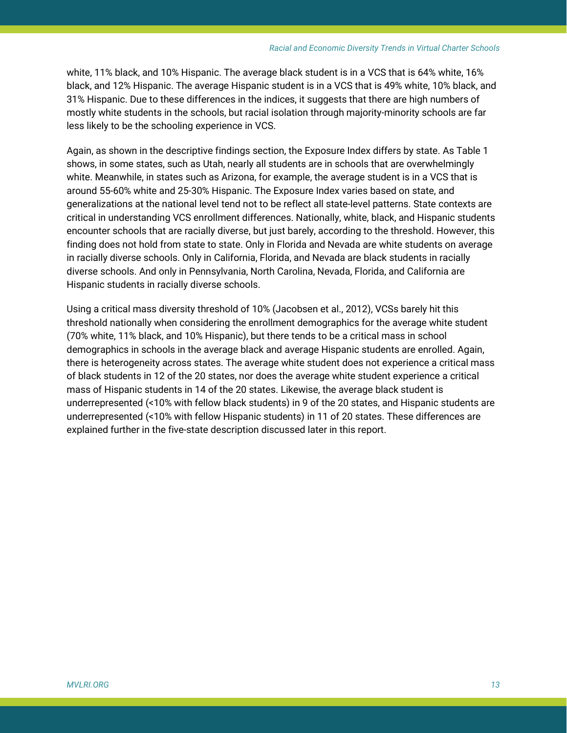white, 11% black, and 10% Hispanic. The average black student is in a VCS that is 64% white, 16% black, and 12% Hispanic. The average Hispanic student is in a VCS that is 49% white, 10% black, and 31% Hispanic. Due to these differences in the indices, it suggests that there are high numbers of mostly white students in the schools, but racial isolation through majority-minority schools are far less likely to be the schooling experience in VCS.

Again, as shown in the descriptive findings section, the Exposure Index differs by state. As Table 1 shows, in some states, such as Utah, nearly all students are in schools that are overwhelmingly white. Meanwhile, in states such as Arizona, for example, the average student is in a VCS that is around 55-60% white and 25-30% Hispanic. The Exposure Index varies based on state, and generalizations at the national level tend not to be reflect all state-level patterns. State contexts are critical in understanding VCS enrollment differences. Nationally, white, black, and Hispanic students encounter schools that are racially diverse, but just barely, according to the threshold. However, this finding does not hold from state to state. Only in Florida and Nevada are white students on average in racially diverse schools. Only in California, Florida, and Nevada are black students in racially diverse schools. And only in Pennsylvania, North Carolina, Nevada, Florida, and California are Hispanic students in racially diverse schools.

Using a critical mass diversity threshold of 10% (Jacobsen et al., 2012), VCSs barely hit this threshold nationally when considering the enrollment demographics for the average white student (70% white, 11% black, and 10% Hispanic), but there tends to be a critical mass in school demographics in schools in the average black and average Hispanic students are enrolled. Again, there is heterogeneity across states. The average white student does not experience a critical mass of black students in 12 of the 20 states, nor does the average white student experience a critical mass of Hispanic students in 14 of the 20 states. Likewise, the average black student is underrepresented (<10% with fellow black students) in 9 of the 20 states, and Hispanic students are underrepresented (<10% with fellow Hispanic students) in 11 of 20 states. These differences are explained further in the five-state description discussed later in this report.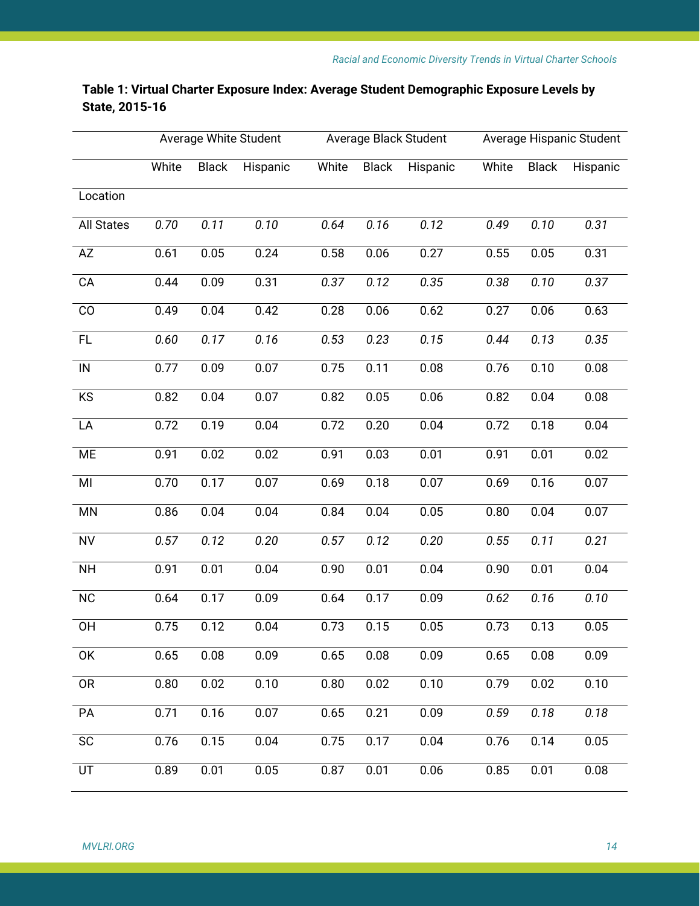**Table 1: Virtual Charter Exposure Index: Average Student Demographic Exposure Levels by State, 2015-16**

| | Average White Student | | | Average Black Student | | | Average Hispanic Student | | |
|---|---|---|---|---|---|---|---|---|---|
| | White | Black | Hispanic | White | Black | Hispanic | White | Black | Hispanic |
| Location | | | | | | | | | |
| All States | *0.70* | *0.11* | *0.10* | *0.64* | *0.16* | *0.12* | *0.49* | *0.10* | *0.31* |
| AZ | 0.61 | 0.05 | 0.24 | 0.58 | 0.06 | 0.27 | 0.55 | 0.05 | 0.31 |
| CA | 0.44 | 0.09 | 0.31 | *0.37* | *0.12* | *0.35* | *0.38* | *0.10* | *0.37* |
| CO | 0.49 | 0.04 | 0.42 | 0.28 | 0.06 | 0.62 | 0.27 | 0.06 | 0.63 |
| FL | *0.60* | *0.17* | *0.16* | *0.53* | *0.23* | *0.15* | *0.44* | *0.13* | *0.35* |
| IN | 0.77 | 0.09 | 0.07 | 0.75 | 0.11 | 0.08 | 0.76 | 0.10 | 0.08 |
| KS | 0.82 | 0.04 | 0.07 | 0.82 | 0.05 | 0.06 | 0.82 | 0.04 | 0.08 |
| LA | 0.72 | 0.19 | 0.04 | 0.72 | 0.20 | 0.04 | 0.72 | 0.18 | 0.04 |
| ME | 0.91 | 0.02 | 0.02 | 0.91 | 0.03 | 0.01 | 0.91 | 0.01 | 0.02 |
| MI | 0.70 | 0.17 | 0.07 | 0.69 | 0.18 | 0.07 | 0.69 | 0.16 | 0.07 |
| MN | 0.86 | 0.04 | 0.04 | 0.84 | 0.04 | 0.05 | 0.80 | 0.04 | 0.07 |
| NV | *0.57* | *0.12* | *0.20* | *0.57* | *0.12* | *0.20* | *0.55* | *0.11* | *0.21* |
| NH | 0.91 | 0.01 | 0.04 | 0.90 | 0.01 | 0.04 | 0.90 | 0.01 | 0.04 |
| NC | 0.64 | 0.17 | 0.09 | 0.64 | 0.17 | 0.09 | *0.62* | *0.16* | *0.10* |
| OH | 0.75 | 0.12 | 0.04 | 0.73 | 0.15 | 0.05 | 0.73 | 0.13 | 0.05 |
| OK | 0.65 | 0.08 | 0.09 | 0.65 | 0.08 | 0.09 | 0.65 | 0.08 | 0.09 |
| OR | 0.80 | 0.02 | 0.10 | 0.80 | 0.02 | 0.10 | 0.79 | 0.02 | 0.10 |
| PA | 0.71 | 0.16 | 0.07 | 0.65 | 0.21 | 0.09 | *0.59* | *0.18* | *0.18* |
| SC | 0.76 | 0.15 | 0.04 | 0.75 | 0.17 | 0.04 | 0.76 | 0.14 | 0.05 |
| UT | 0.89 | 0.01 | 0.05 | 0.87 | 0.01 | 0.06 | 0.85 | 0.01 | 0.08 |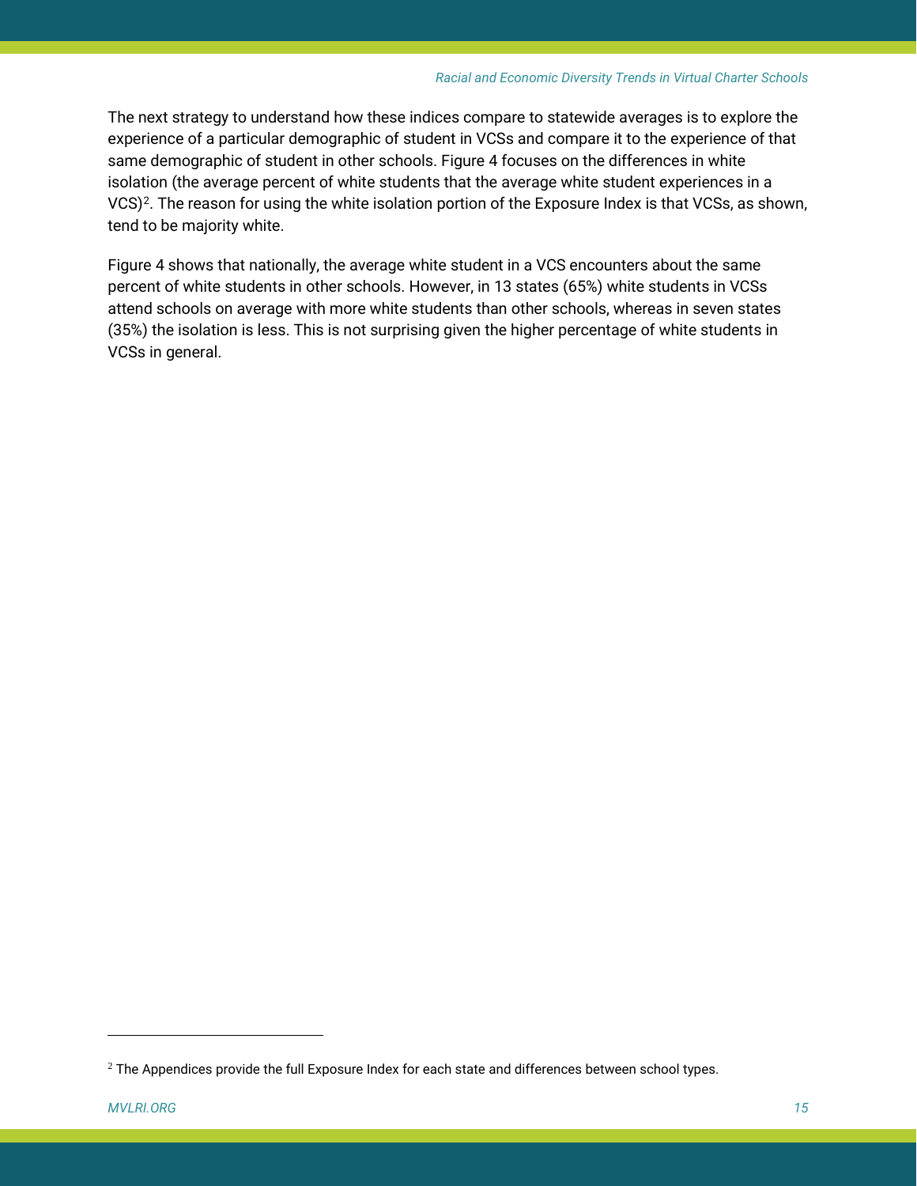The next strategy to understand how these indices compare to statewide averages is to explore the experience of a particular demographic of student in VCSs and compare it to the experience of that same demographic of student in other schools. Figure 4 focuses on the differences in white isolation (the average percent of white students that the average white student experiences in a VCS)[2]. The reason for using the white isolation portion of the Exposure Index is that VCSs, as shown, tend to be majority white.

Figure 4 shows that nationally, the average white student in a VCS encounters about the same percent of white students in other schools. However, in 13 states (65%) white students in VCSs attend schools on average with more white students than other schools, whereas in seven states (35%) the isolation is less. This is not surprising given the higher percentage of white students in VCSs in general.

---

[2] The Appendices provide the full Exposure Index for each state and differences between school types.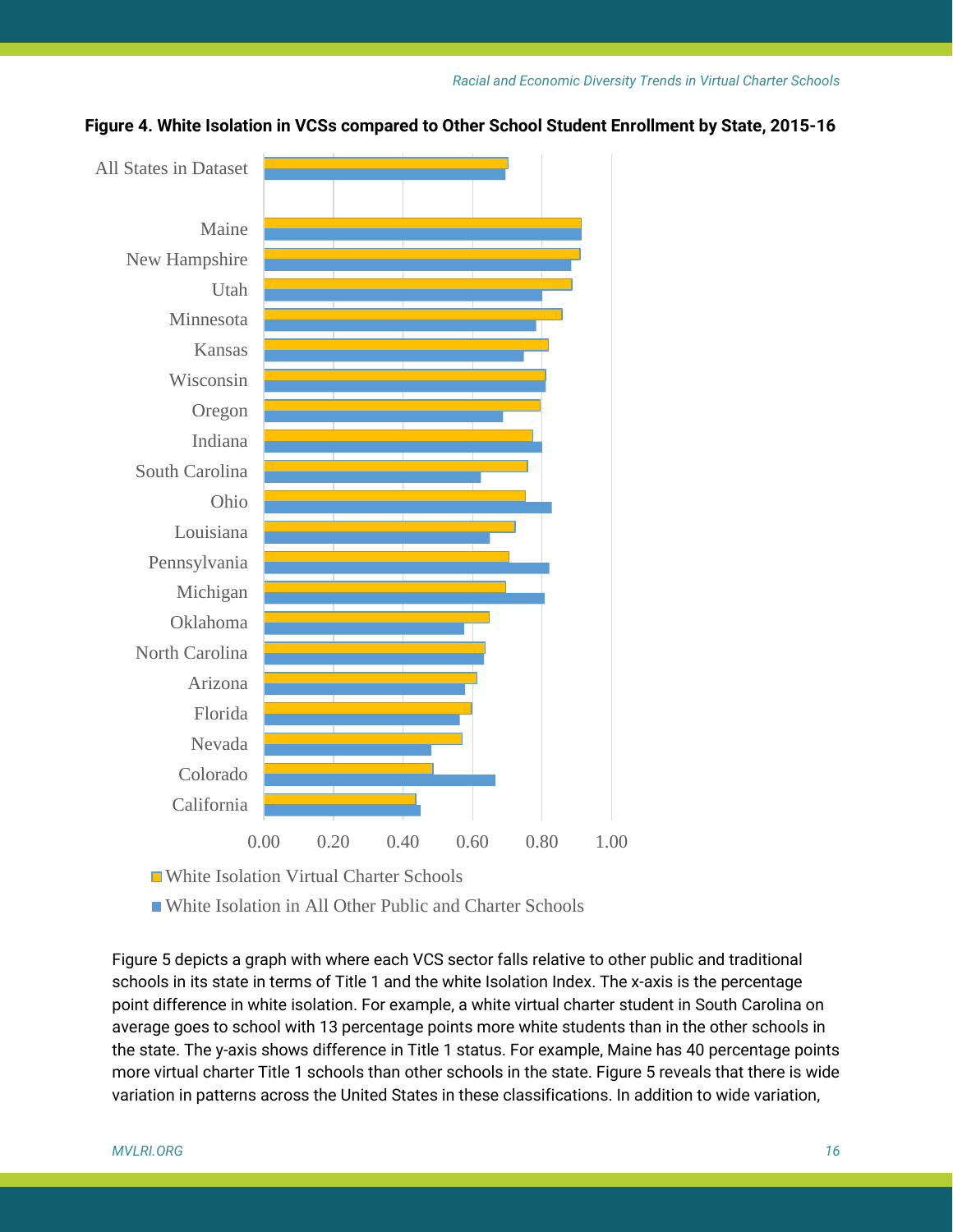**Figure 4. White Isolation in VCSs compared to Other School Student Enrollment by State, 2015-16**

Figure 5 depicts a graph with where each VCS sector falls relative to other public and traditional schools in its state in terms of Title 1 and the white Isolation Index. The x-axis is the percentage point difference in white isolation. For example, a white virtual charter student in South Carolina on average goes to school with 13 percentage points more white students than in the other schools in the state. The y-axis shows difference in Title 1 status. For example, Maine has 40 percentage points more virtual charter Title 1 schools than other schools in the state. Figure 5 reveals that there is wide variation in patterns across the United States in these classifications. In addition to wide variation,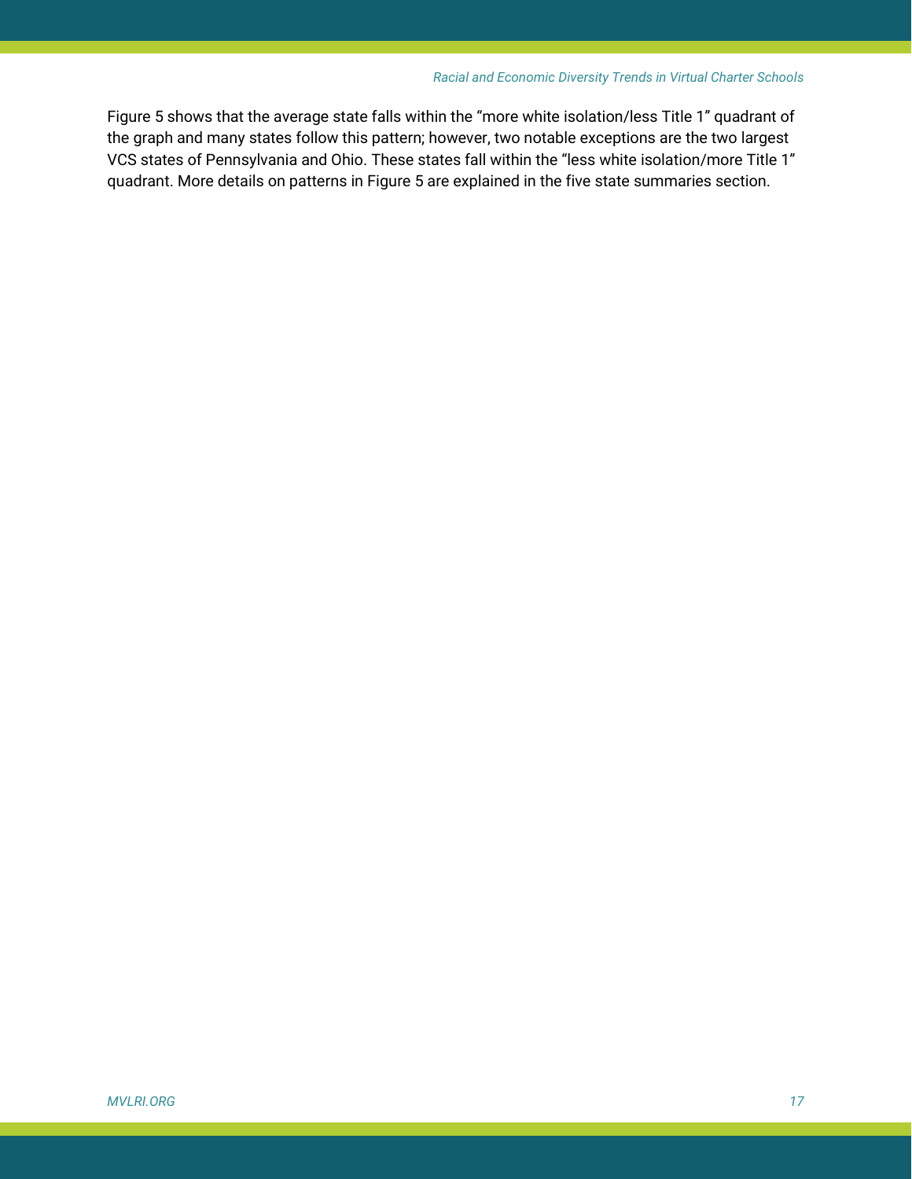Figure 5 shows that the average state falls within the “more white isolation/less Title 1” quadrant of the graph and many states follow this pattern; however, two notable exceptions are the two largest VCS states of Pennsylvania and Ohio. These states fall within the “less white isolation/more Title 1” quadrant. More details on patterns in Figure 5 are explained in the five state summaries section.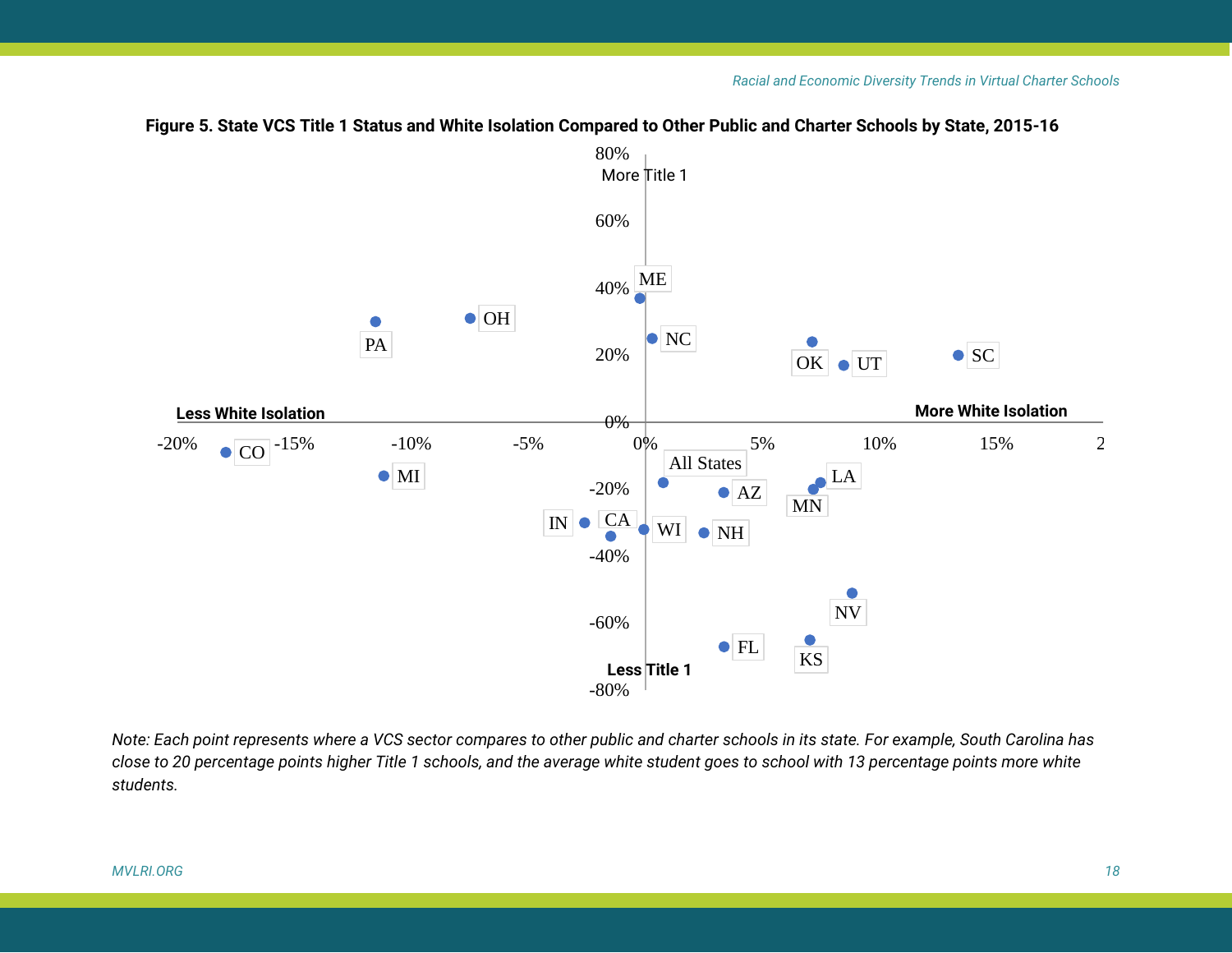**Figure 5. State VCS Title 1 Status and White Isolation Compared to Other Public and Charter Schools by State, 2015-16**

80%
More Title 1
60%
40%
20%
0%
-20%
-40%
-60%
Less Title 1
-80%

Less White Isolation
More White Isolation

-20% -15% -10% -5% 0% 5% 10% 15% 2

ME
OH
PA
NC
OK
UT
SC
CO
MI
All States
AZ
LA
MN
IN
CA
WI
NH
NV
FL
KS

*Note: Each point represents where a VCS sector compares to other public and charter schools in its state. For example, South Carolina has close to 20 percentage points higher Title 1 schools, and the average white student goes to school with 13 percentage points more white students.*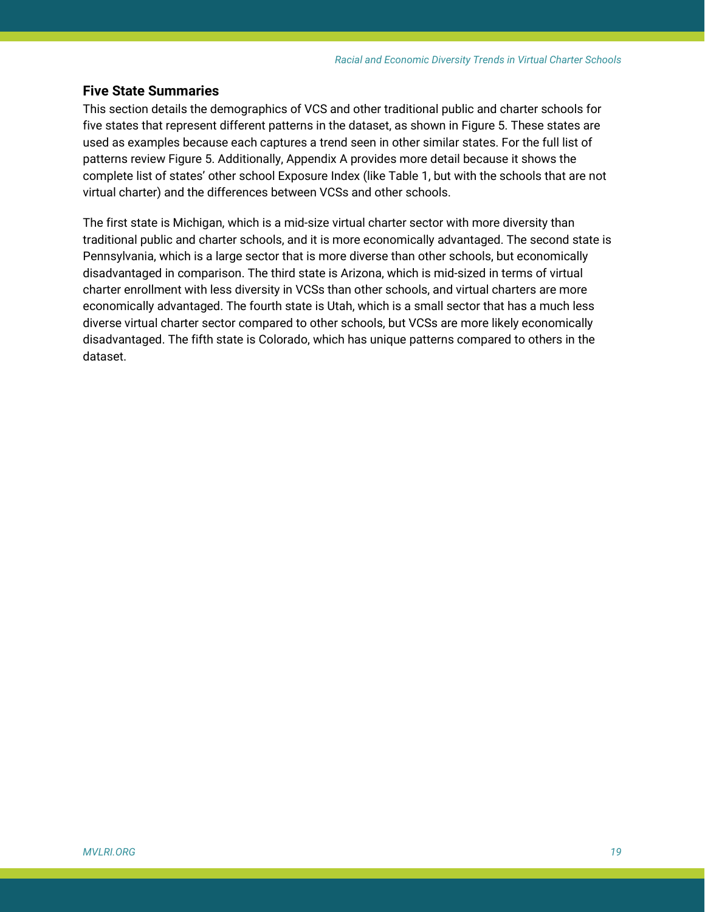### Five State Summaries

This section details the demographics of VCS and other traditional public and charter schools for five states that represent different patterns in the dataset, as shown in Figure 5. These states are used as examples because each captures a trend seen in other similar states. For the full list of patterns review Figure 5. Additionally, Appendix A provides more detail because it shows the complete list of states' other school Exposure Index (like Table 1, but with the schools that are not virtual charter) and the differences between VCSs and other schools.

The first state is Michigan, which is a mid-size virtual charter sector with more diversity than traditional public and charter schools, and it is more economically advantaged. The second state is Pennsylvania, which is a large sector that is more diverse than other schools, but economically disadvantaged in comparison. The third state is Arizona, which is mid-sized in terms of virtual charter enrollment with less diversity in VCSs than other schools, and virtual charters are more economically advantaged. The fourth state is Utah, which is a small sector that has a much less diverse virtual charter sector compared to other schools, but VCSs are more likely economically disadvantaged. The fifth state is Colorado, which has unique patterns compared to others in the dataset.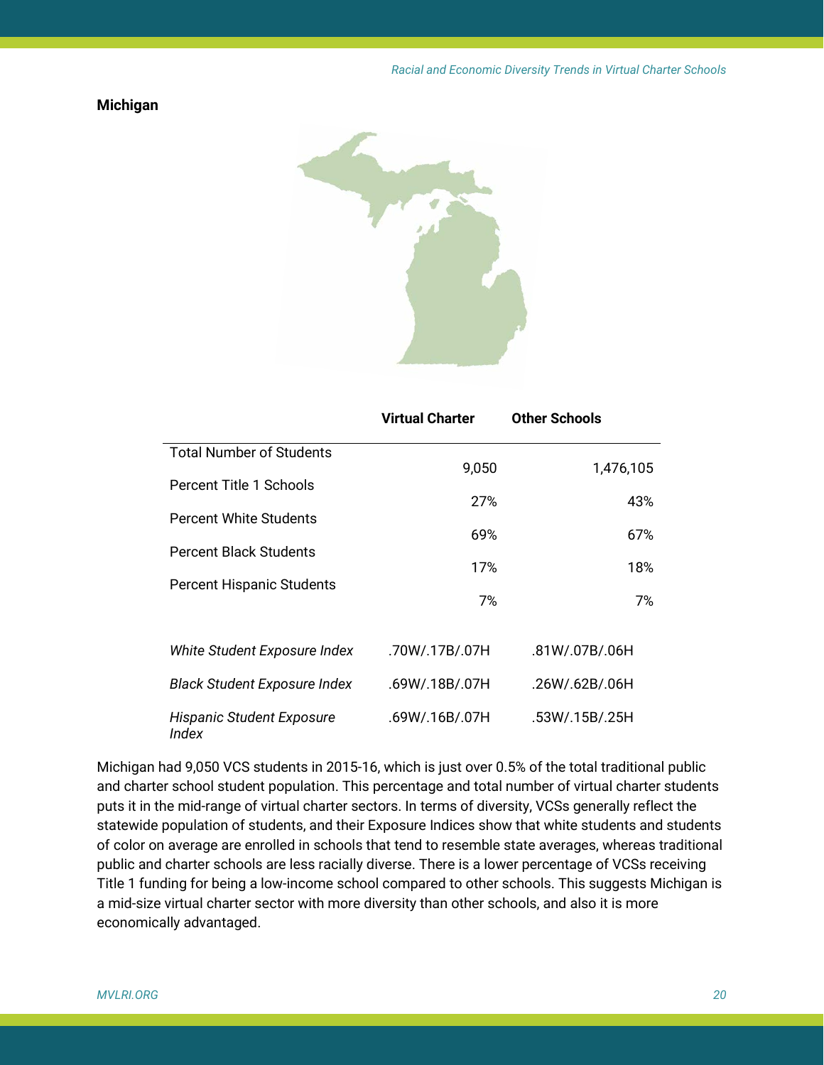## Michigan

| | Virtual Charter | Other Schools |
|---|---|---|
| Total Number of Students | 9,050 | 1,476,105 |
| Percent Title 1 Schools | 27% | 43% |
| Percent White Students | 69% | 67% |
| Percent Black Students | 17% | 18% |
| Percent Hispanic Students | 7% | 7% |
| *White Student Exposure Index* | .70W/.17B/.07H | .81W/.07B/.06H |
| *Black Student Exposure Index* | .69W/.18B/.07H | .26W/.62B/.06H |
| *Hispanic Student Exposure Index* | .69W/.16B/.07H | .53W/.15B/.25H |

Michigan had 9,050 VCS students in 2015-16, which is just over 0.5% of the total traditional public and charter school student population. This percentage and total number of virtual charter students puts it in the mid-range of virtual charter sectors. In terms of diversity, VCSs generally reflect the statewide population of students, and their Exposure Indices show that white students and students of color on average are enrolled in schools that tend to resemble state averages, whereas traditional public and charter schools are less racially diverse. There is a lower percentage of VCSs receiving Title 1 funding for being a low-income school compared to other schools. This suggests Michigan is a mid-size virtual charter sector with more diversity than other schools, and also it is more economically advantaged.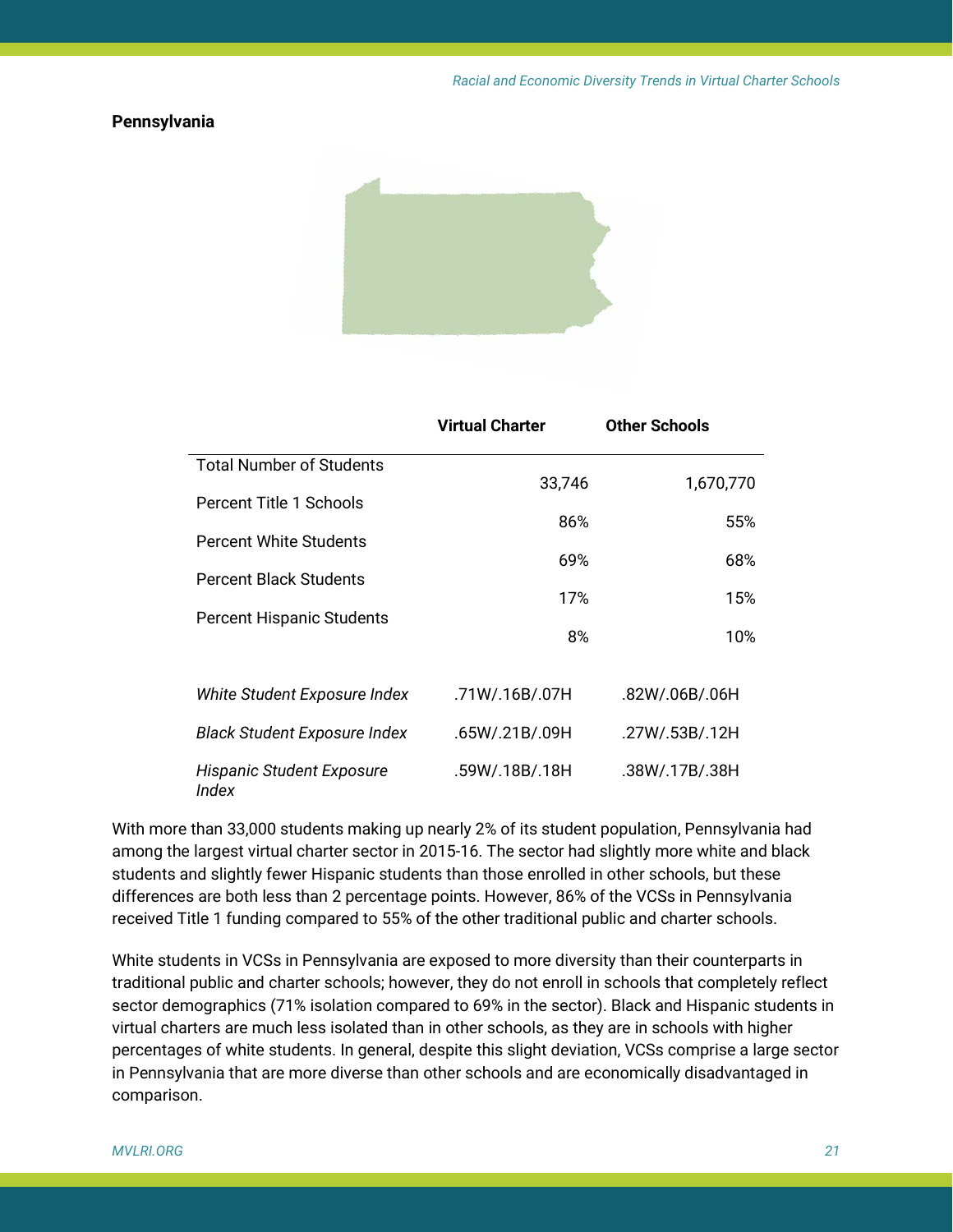## Pennsylvania

| | Virtual Charter | Other Schools |
|---|---|---|
| Total Number of Students | 33,746 | 1,670,770 |
| Percent Title 1 Schools | 86% | 55% |
| Percent White Students | 69% | 68% |
| Percent Black Students | 17% | 15% |
| Percent Hispanic Students | 8% | 10% |
| *White Student Exposure Index* | .71W/.16B/.07H | .82W/.06B/.06H |
| *Black Student Exposure Index* | .65W/.21B/.09H | .27W/.53B/.12H |
| *Hispanic Student Exposure Index* | .59W/.18B/.18H | .38W/.17B/.38H |

With more than 33,000 students making up nearly 2% of its student population, Pennsylvania had among the largest virtual charter sector in 2015-16. The sector had slightly more white and black students and slightly fewer Hispanic students than those enrolled in other schools, but these differences are both less than 2 percentage points. However, 86% of the VCSs in Pennsylvania received Title 1 funding compared to 55% of the other traditional public and charter schools.

White students in VCSs in Pennsylvania are exposed to more diversity than their counterparts in traditional public and charter schools; however, they do not enroll in schools that completely reflect sector demographics (71% isolation compared to 69% in the sector). Black and Hispanic students in virtual charters are much less isolated than in other schools, as they are in schools with higher percentages of white students. In general, despite this slight deviation, VCSs comprise a large sector in Pennsylvania that are more diverse than other schools and are economically disadvantaged in comparison.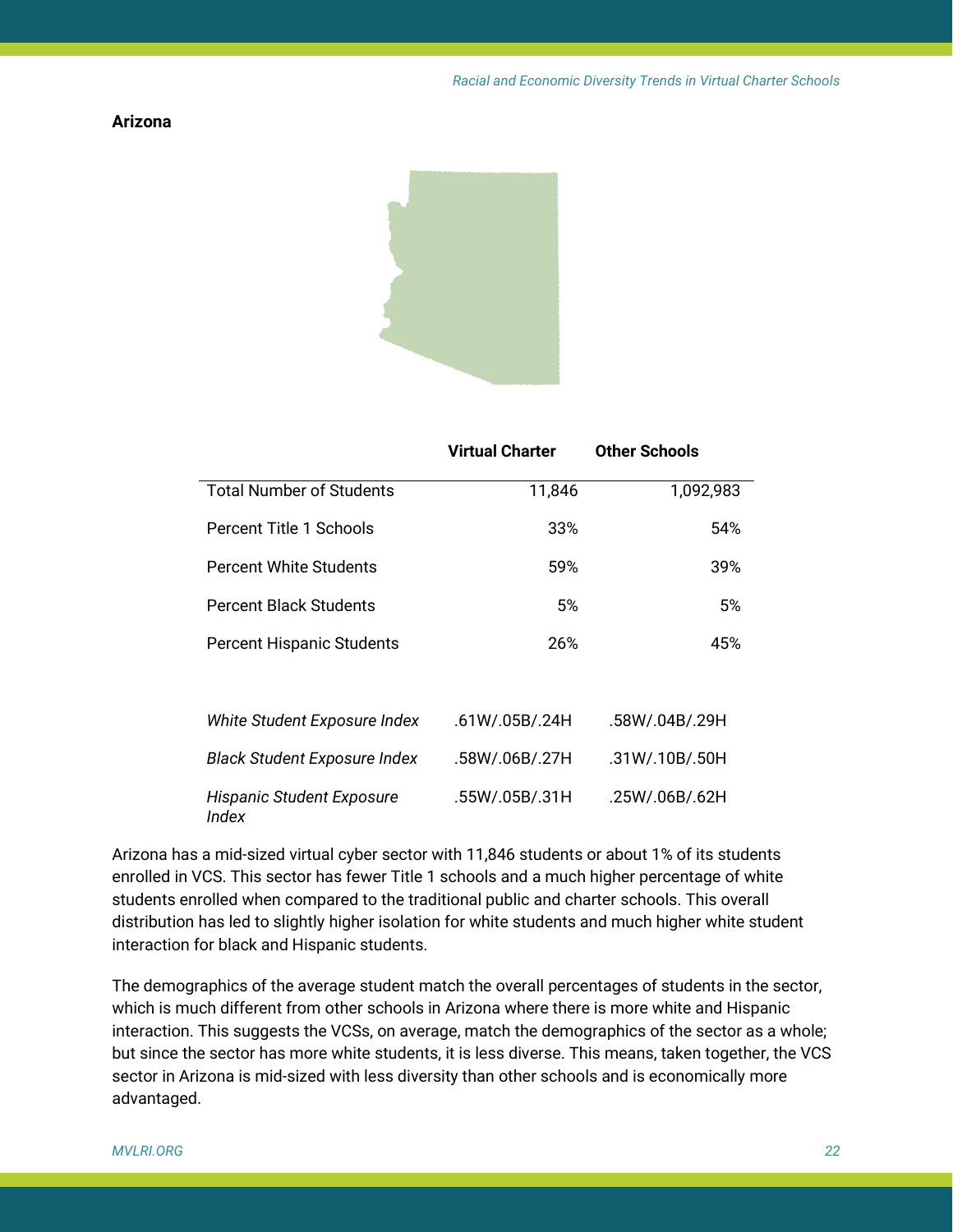### Arizona

| | Virtual Charter | Other Schools |
|---|---|---|
| Total Number of Students | 11,846 | 1,092,983 |
| Percent Title 1 Schools | 33% | 54% |
| Percent White Students | 59% | 39% |
| Percent Black Students | 5% | 5% |
| Percent Hispanic Students | 26% | 45% |
| | | |
| *White Student Exposure Index* | .61W/.05B/.24H | .58W/.04B/.29H |
| *Black Student Exposure Index* | .58W/.06B/.27H | .31W/.10B/.50H |
| *Hispanic Student Exposure Index* | .55W/.05B/.31H | .25W/.06B/.62H |

Arizona has a mid-sized virtual cyber sector with 11,846 students or about 1% of its students enrolled in VCS. This sector has fewer Title 1 schools and a much higher percentage of white students enrolled when compared to the traditional public and charter schools. This overall distribution has led to slightly higher isolation for white students and much higher white student interaction for black and Hispanic students.

The demographics of the average student match the overall percentages of students in the sector, which is much different from other schools in Arizona where there is more white and Hispanic interaction. This suggests the VCSs, on average, match the demographics of the sector as a whole; but since the sector has more white students, it is less diverse. This means, taken together, the VCS sector in Arizona is mid-sized with less diversity than other schools and is economically more advantaged.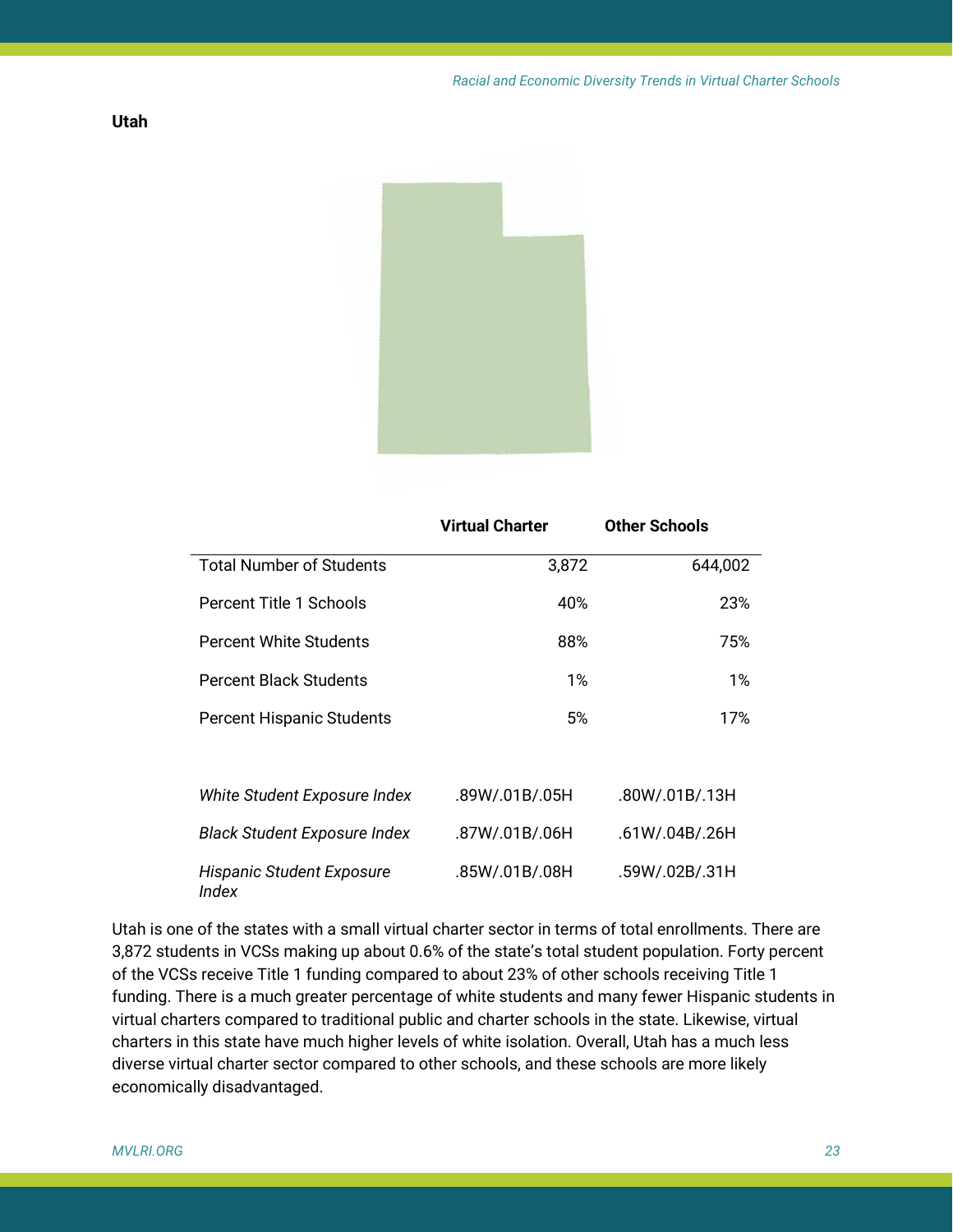### Utah

| | Virtual Charter | Other Schools |
|---|---|---|
| Total Number of Students | 3,872 | 644,002 |
| Percent Title 1 Schools | 40% | 23% |
| Percent White Students | 88% | 75% |
| Percent Black Students | 1% | 1% |
| Percent Hispanic Students | 5% | 17% |
| *White Student Exposure Index* | .89W/.01B/.05H | .80W/.01B/.13H |
| *Black Student Exposure Index* | .87W/.01B/.06H | .61W/.04B/.26H |
| *Hispanic Student Exposure Index* | .85W/.01B/.08H | .59W/.02B/.31H |

Utah is one of the states with a small virtual charter sector in terms of total enrollments. There are 3,872 students in VCSs making up about 0.6% of the state's total student population. Forty percent of the VCSs receive Title 1 funding compared to about 23% of other schools receiving Title 1 funding. There is a much greater percentage of white students and many fewer Hispanic students in virtual charters compared to traditional public and charter schools in the state. Likewise, virtual charters in this state have much higher levels of white isolation. Overall, Utah has a much less diverse virtual charter sector compared to other schools, and these schools are more likely economically disadvantaged.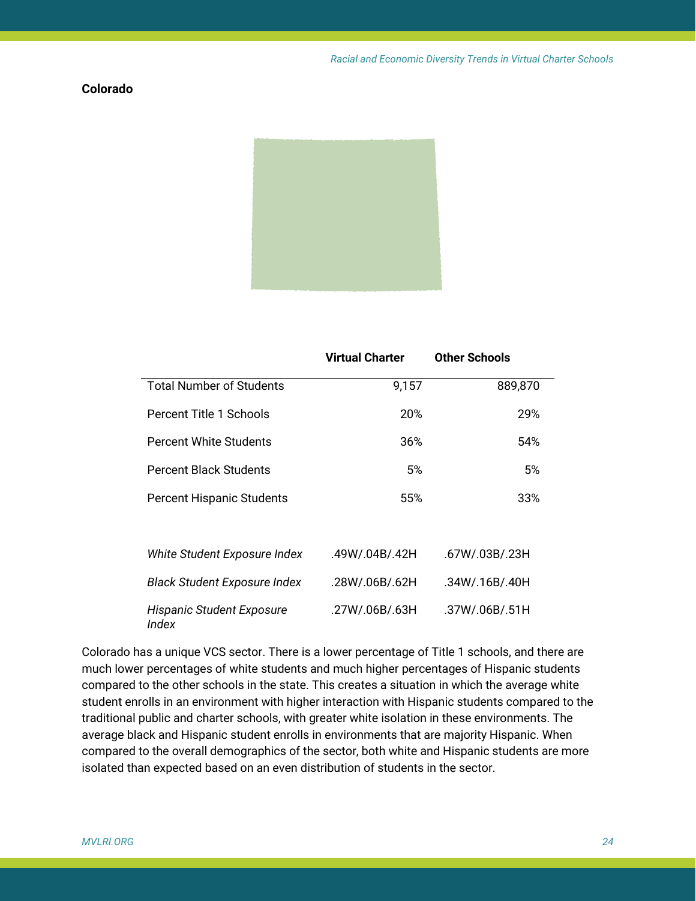## Colorado

| | Virtual Charter | Other Schools |
|---|---|---|
| Total Number of Students | 9,157 | 889,870 |
| Percent Title 1 Schools | 20% | 29% |
| Percent White Students | 36% | 54% |
| Percent Black Students | 5% | 5% |
| Percent Hispanic Students | 55% | 33% |
| | | |
| *White Student Exposure Index* | .49W/.04B/.42H | .67W/.03B/.23H |
| *Black Student Exposure Index* | .28W/.06B/.62H | .34W/.16B/.40H |
| *Hispanic Student Exposure Index* | .27W/.06B/.63H | .37W/.06B/.51H |

Colorado has a unique VCS sector. There is a lower percentage of Title 1 schools, and there are much lower percentages of white students and much higher percentages of Hispanic students compared to the other schools in the state. This creates a situation in which the average white student enrolls in an environment with higher interaction with Hispanic students compared to the traditional public and charter schools, with greater white isolation in these environments. The average black and Hispanic student enrolls in environments that are majority Hispanic. When compared to the overall demographics of the sector, both white and Hispanic students are more isolated than expected based on an even distribution of students in the sector.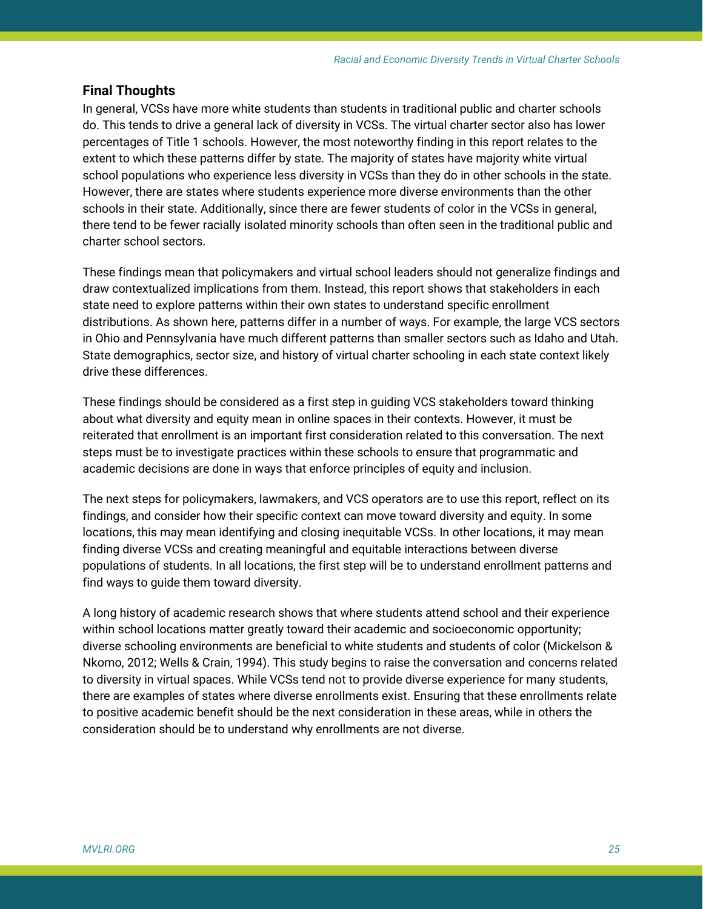## Final Thoughts

In general, VCSs have more white students than students in traditional public and charter schools do. This tends to drive a general lack of diversity in VCSs. The virtual charter sector also has lower percentages of Title 1 schools. However, the most noteworthy finding in this report relates to the extent to which these patterns differ by state. The majority of states have majority white virtual school populations who experience less diversity in VCSs than they do in other schools in the state. However, there are states where students experience more diverse environments than the other schools in their state. Additionally, since there are fewer students of color in the VCSs in general, there tend to be fewer racially isolated minority schools than often seen in the traditional public and charter school sectors.

These findings mean that policymakers and virtual school leaders should not generalize findings and draw contextualized implications from them. Instead, this report shows that stakeholders in each state need to explore patterns within their own states to understand specific enrollment distributions. As shown here, patterns differ in a number of ways. For example, the large VCS sectors in Ohio and Pennsylvania have much different patterns than smaller sectors such as Idaho and Utah. State demographics, sector size, and history of virtual charter schooling in each state context likely drive these differences.

These findings should be considered as a first step in guiding VCS stakeholders toward thinking about what diversity and equity mean in online spaces in their contexts. However, it must be reiterated that enrollment is an important first consideration related to this conversation. The next steps must be to investigate practices within these schools to ensure that programmatic and academic decisions are done in ways that enforce principles of equity and inclusion.

The next steps for policymakers, lawmakers, and VCS operators are to use this report, reflect on its findings, and consider how their specific context can move toward diversity and equity. In some locations, this may mean identifying and closing inequitable VCSs. In other locations, it may mean finding diverse VCSs and creating meaningful and equitable interactions between diverse populations of students. In all locations, the first step will be to understand enrollment patterns and find ways to guide them toward diversity.

A long history of academic research shows that where students attend school and their experience within school locations matter greatly toward their academic and socioeconomic opportunity; diverse schooling environments are beneficial to white students and students of color (Mickelson & Nkomo, 2012; Wells & Crain, 1994). This study begins to raise the conversation and concerns related to diversity in virtual spaces. While VCSs tend not to provide diverse experience for many students, there are examples of states where diverse enrollments exist. Ensuring that these enrollments relate to positive academic benefit should be the next consideration in these areas, while in others the consideration should be to understand why enrollments are not diverse.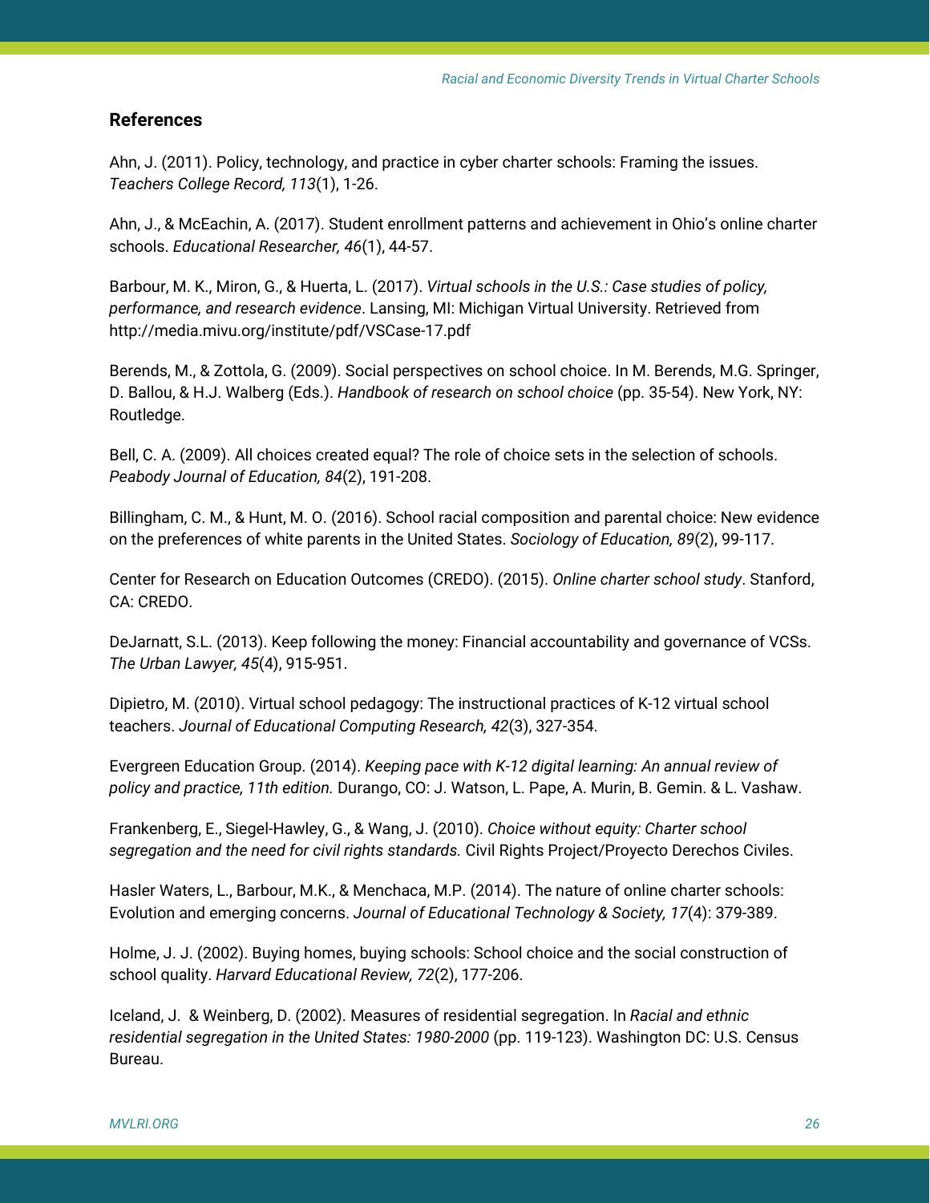## References

Ahn, J. (2011). Policy, technology, and practice in cyber charter schools: Framing the issues. *Teachers College Record, 113*(1), 1-26.

Ahn, J., & McEachin, A. (2017). Student enrollment patterns and achievement in Ohio's online charter schools. *Educational Researcher, 46*(1), 44-57.

Barbour, M. K., Miron, G., & Huerta, L. (2017). *Virtual schools in the U.S.: Case studies of policy, performance, and research evidence*. Lansing, MI: Michigan Virtual University. Retrieved from http://media.mivu.org/institute/pdf/VSCase-17.pdf

Berends, M., & Zottola, G. (2009). Social perspectives on school choice. In M. Berends, M.G. Springer, D. Ballou, & H.J. Walberg (Eds.). *Handbook of research on school choice* (pp. 35-54). New York, NY: Routledge.

Bell, C. A. (2009). All choices created equal? The role of choice sets in the selection of schools. *Peabody Journal of Education, 84*(2), 191-208.

Billingham, C. M., & Hunt, M. O. (2016). School racial composition and parental choice: New evidence on the preferences of white parents in the United States. *Sociology of Education, 89*(2), 99-117.

Center for Research on Education Outcomes (CREDO). (2015). *Online charter school study*. Stanford, CA: CREDO.

DeJarnatt, S.L. (2013). Keep following the money: Financial accountability and governance of VCSs. *The Urban Lawyer, 45*(4), 915-951.

Dipietro, M. (2010). Virtual school pedagogy: The instructional practices of K-12 virtual school teachers. *Journal of Educational Computing Research, 42*(3), 327-354.

Evergreen Education Group. (2014). *Keeping pace with K-12 digital learning: An annual review of policy and practice, 11th edition.* Durango, CO: J. Watson, L. Pape, A. Murin, B. Gemin. & L. Vashaw.

Frankenberg, E., Siegel-Hawley, G., & Wang, J. (2010). *Choice without equity: Charter school segregation and the need for civil rights standards.* Civil Rights Project/Proyecto Derechos Civiles.

Hasler Waters, L., Barbour, M.K., & Menchaca, M.P. (2014). The nature of online charter schools: Evolution and emerging concerns. *Journal of Educational Technology & Society, 17*(4): 379-389.

Holme, J. J. (2002). Buying homes, buying schools: School choice and the social construction of school quality. *Harvard Educational Review, 72*(2), 177-206.

Iceland, J. & Weinberg, D. (2002). Measures of residential segregation. In *Racial and ethnic residential segregation in the United States: 1980-2000* (pp. 119-123). Washington DC: U.S. Census Bureau.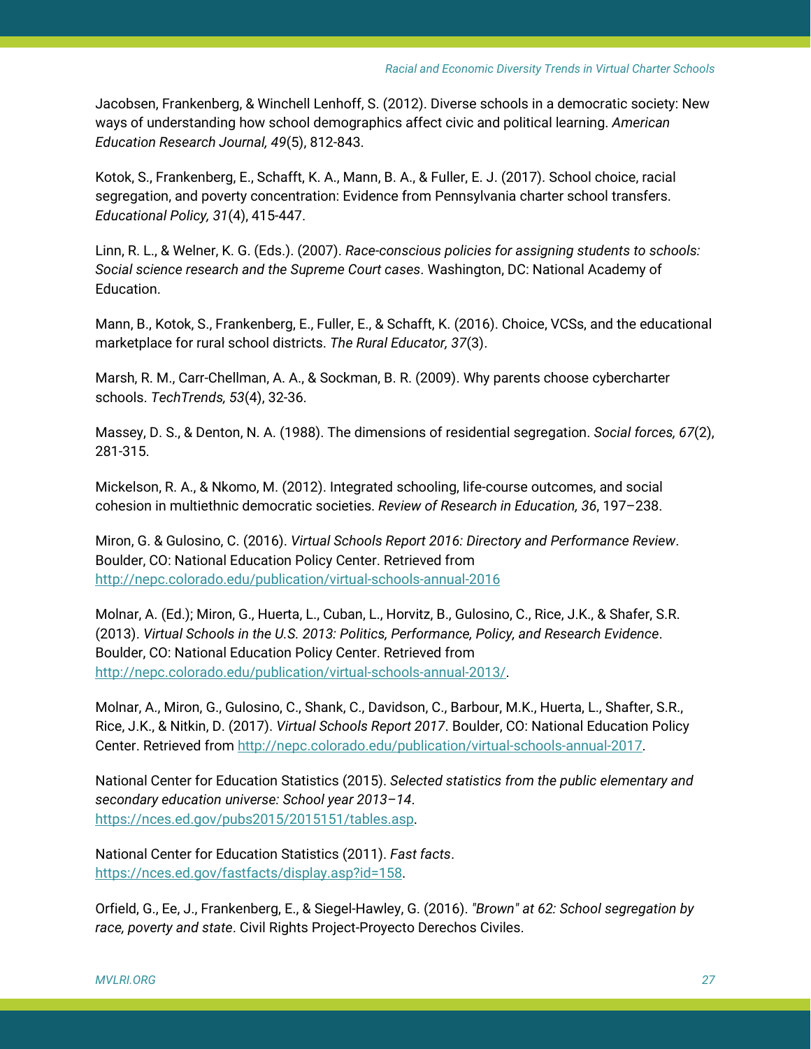Jacobsen, Frankenberg, & Winchell Lenhoff, S. (2012). Diverse schools in a democratic society: New ways of understanding how school demographics affect civic and political learning. *American Education Research Journal, 49*(5), 812-843.

Kotok, S., Frankenberg, E., Schafft, K. A., Mann, B. A., & Fuller, E. J. (2017). School choice, racial segregation, and poverty concentration: Evidence from Pennsylvania charter school transfers. *Educational Policy, 31*(4), 415-447.

Linn, R. L., & Welner, K. G. (Eds.). (2007). *Race-conscious policies for assigning students to schools: Social science research and the Supreme Court cases*. Washington, DC: National Academy of Education.

Mann, B., Kotok, S., Frankenberg, E., Fuller, E., & Schafft, K. (2016). Choice, VCSs, and the educational marketplace for rural school districts. *The Rural Educator, 37*(3).

Marsh, R. M., Carr-Chellman, A. A., & Sockman, B. R. (2009). Why parents choose cybercharter schools. *TechTrends, 53*(4), 32-36.

Massey, D. S., & Denton, N. A. (1988). The dimensions of residential segregation. *Social forces, 67*(2), 281-315.

Mickelson, R. A., & Nkomo, M. (2012). Integrated schooling, life-course outcomes, and social cohesion in multiethnic democratic societies. *Review of Research in Education, 36*, 197–238.

Miron, G. & Gulosino, C. (2016). *Virtual Schools Report 2016: Directory and Performance Review*. Boulder, CO: National Education Policy Center. Retrieved from http://nepc.colorado.edu/publication/virtual-schools-annual-2016

Molnar, A. (Ed.); Miron, G., Huerta, L., Cuban, L., Horvitz, B., Gulosino, C., Rice, J.K., & Shafer, S.R. (2013). *Virtual Schools in the U.S. 2013: Politics, Performance, Policy, and Research Evidence*. Boulder, CO: National Education Policy Center. Retrieved from http://nepc.colorado.edu/publication/virtual-schools-annual-2013/.

Molnar, A., Miron, G., Gulosino, C., Shank, C., Davidson, C., Barbour, M.K., Huerta, L., Shafter, S.R., Rice, J.K., & Nitkin, D. (2017). *Virtual Schools Report 2017*. Boulder, CO: National Education Policy Center. Retrieved from http://nepc.colorado.edu/publication/virtual-schools-annual-2017.

National Center for Education Statistics (2015). *Selected statistics from the public elementary and secondary education universe: School year 2013–14*. https://nces.ed.gov/pubs2015/2015151/tables.asp.

National Center for Education Statistics (2011). *Fast facts*. https://nces.ed.gov/fastfacts/display.asp?id=158.

Orfield, G., Ee, J., Frankenberg, E., & Siegel-Hawley, G. (2016). *"Brown" at 62: School segregation by race, poverty and state*. Civil Rights Project-Proyecto Derechos Civiles.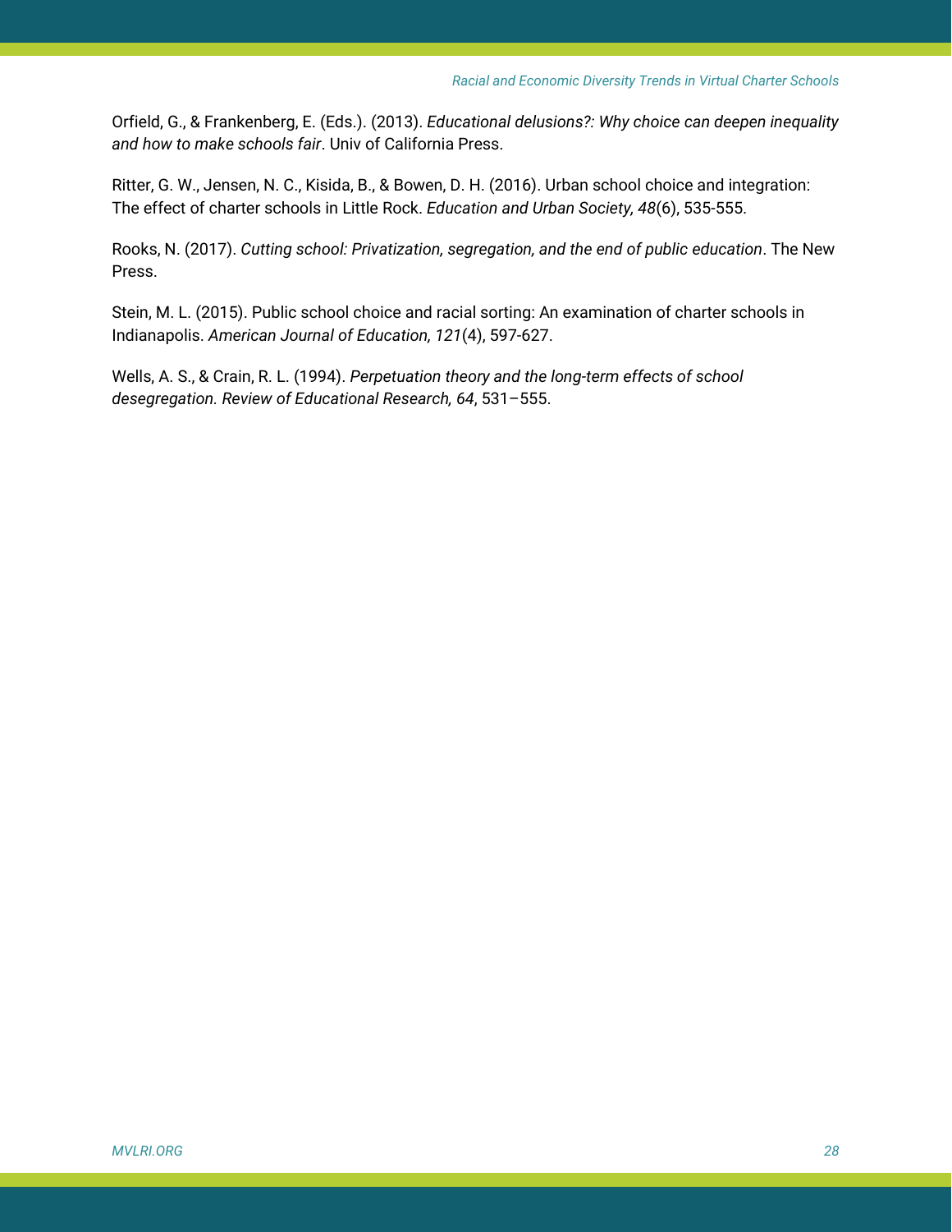Orfield, G., & Frankenberg, E. (Eds.). (2013). *Educational delusions?: Why choice can deepen inequality and how to make schools fair*. Univ of California Press.

Ritter, G. W., Jensen, N. C., Kisida, B., & Bowen, D. H. (2016). Urban school choice and integration: The effect of charter schools in Little Rock. *Education and Urban Society, 48*(6), 535-555.

Rooks, N. (2017). *Cutting school: Privatization, segregation, and the end of public education*. The New Press.

Stein, M. L. (2015). Public school choice and racial sorting: An examination of charter schools in Indianapolis. *American Journal of Education, 121*(4), 597-627.

Wells, A. S., & Crain, R. L. (1994). *Perpetuation theory and the long-term effects of school desegregation. Review of Educational Research, 64*, 531–555.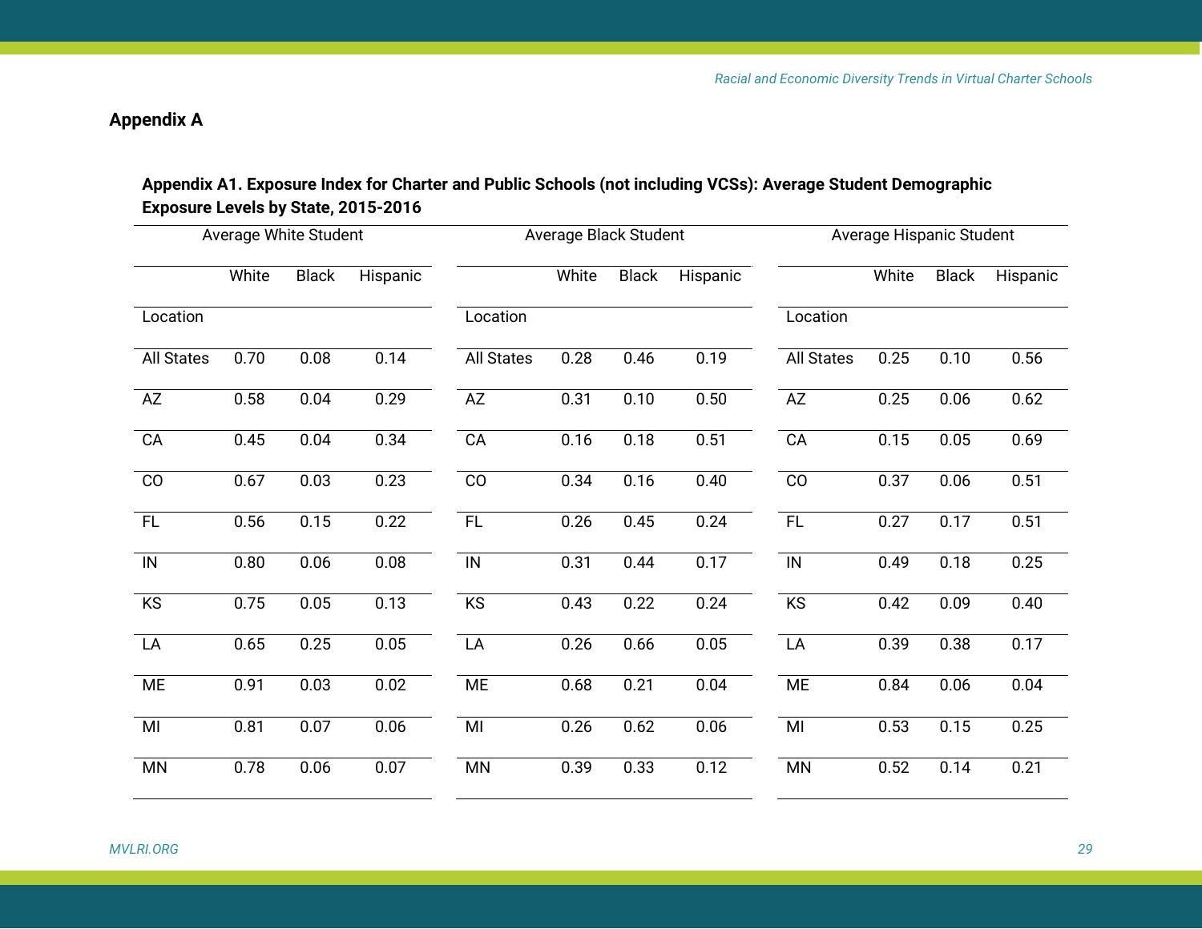## Appendix A

**Appendix A1. Exposure Index for Charter and Public Schools (not including VCSs): Average Student Demographic Exposure Levels by State, 2015-2016**

| Average White Student | | | | Average Black Student | | | | Average Hispanic Student | | | |
|---|---|---|---|---|---|---|---|---|---|---|---|
| | White | Black | Hispanic | | White | Black | Hispanic | | White | Black | Hispanic |
| Location | | | | Location | | | | Location | | | |
| All States | 0.70 | 0.08 | 0.14 | All States | 0.28 | 0.46 | 0.19 | All States | 0.25 | 0.10 | 0.56 |
| AZ | 0.58 | 0.04 | 0.29 | AZ | 0.31 | 0.10 | 0.50 | AZ | 0.25 | 0.06 | 0.62 |
| CA | 0.45 | 0.04 | 0.34 | CA | 0.16 | 0.18 | 0.51 | CA | 0.15 | 0.05 | 0.69 |
| CO | 0.67 | 0.03 | 0.23 | CO | 0.34 | 0.16 | 0.40 | CO | 0.37 | 0.06 | 0.51 |
| FL | 0.56 | 0.15 | 0.22 | FL | 0.26 | 0.45 | 0.24 | FL | 0.27 | 0.17 | 0.51 |
| IN | 0.80 | 0.06 | 0.08 | IN | 0.31 | 0.44 | 0.17 | IN | 0.49 | 0.18 | 0.25 |
| KS | 0.75 | 0.05 | 0.13 | KS | 0.43 | 0.22 | 0.24 | KS | 0.42 | 0.09 | 0.40 |
| LA | 0.65 | 0.25 | 0.05 | LA | 0.26 | 0.66 | 0.05 | LA | 0.39 | 0.38 | 0.17 |
| ME | 0.91 | 0.03 | 0.02 | ME | 0.68 | 0.21 | 0.04 | ME | 0.84 | 0.06 | 0.04 |
| MI | 0.81 | 0.07 | 0.06 | MI | 0.26 | 0.62 | 0.06 | MI | 0.53 | 0.15 | 0.25 |
| MN | 0.78 | 0.06 | 0.07 | MN | 0.39 | 0.33 | 0.12 | MN | 0.52 | 0.14 | 0.21 |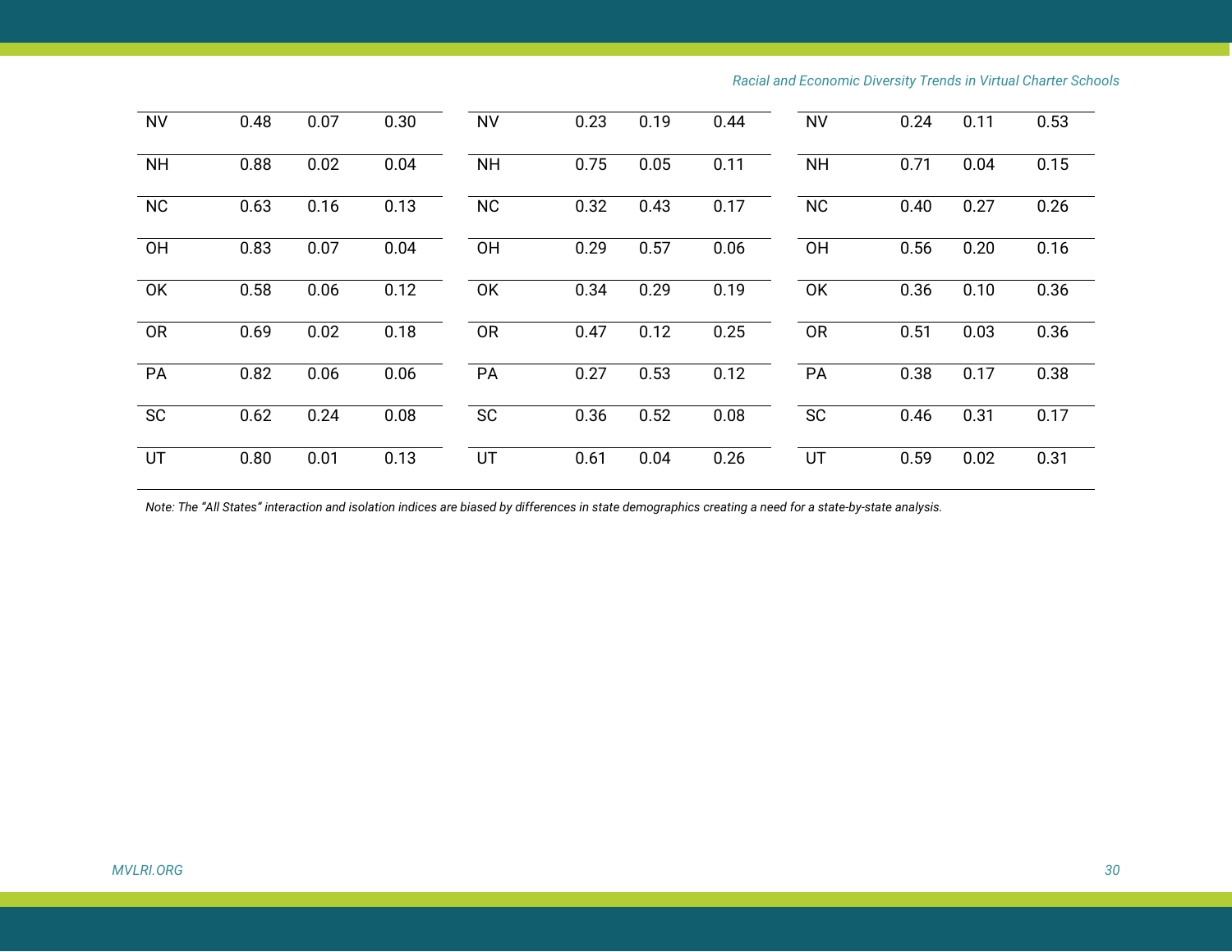| | | | | | | | | | | | |
|---|---|---|---|---|---|---|---|---|---|---|---|
| NV | 0.48 | 0.07 | 0.30 | NV | 0.23 | 0.19 | 0.44 | NV | 0.24 | 0.11 | 0.53 |
| NH | 0.88 | 0.02 | 0.04 | NH | 0.75 | 0.05 | 0.11 | NH | 0.71 | 0.04 | 0.15 |
| NC | 0.63 | 0.16 | 0.13 | NC | 0.32 | 0.43 | 0.17 | NC | 0.40 | 0.27 | 0.26 |
| OH | 0.83 | 0.07 | 0.04 | OH | 0.29 | 0.57 | 0.06 | OH | 0.56 | 0.20 | 0.16 |
| OK | 0.58 | 0.06 | 0.12 | OK | 0.34 | 0.29 | 0.19 | OK | 0.36 | 0.10 | 0.36 |
| OR | 0.69 | 0.02 | 0.18 | OR | 0.47 | 0.12 | 0.25 | OR | 0.51 | 0.03 | 0.36 |
| PA | 0.82 | 0.06 | 0.06 | PA | 0.27 | 0.53 | 0.12 | PA | 0.38 | 0.17 | 0.38 |
| SC | 0.62 | 0.24 | 0.08 | SC | 0.36 | 0.52 | 0.08 | SC | 0.46 | 0.31 | 0.17 |
| UT | 0.80 | 0.01 | 0.13 | UT | 0.61 | 0.04 | 0.26 | UT | 0.59 | 0.02 | 0.31 |

*Note: The "All States" interaction and isolation indices are biased by differences in state demographics creating a need for a state-by-state analysis.*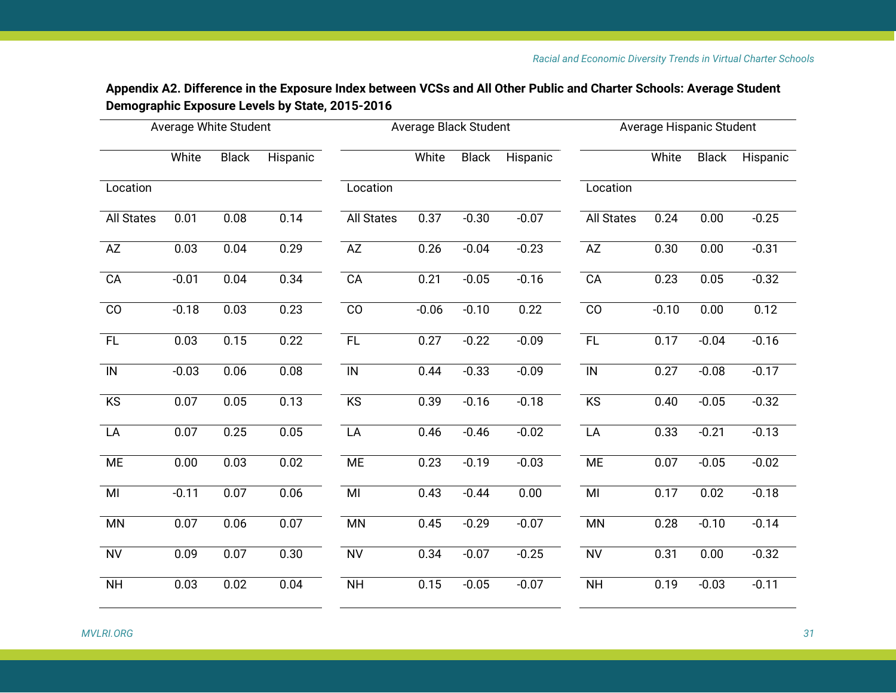**Appendix A2. Difference in the Exposure Index between VCSs and All Other Public and Charter Schools: Average Student Demographic Exposure Levels by State, 2015-2016**

| Average White Student | | | | Average Black Student | | | | Average Hispanic Student | | | |
|---|---|---|---|---|---|---|---|---|---|---|---|
| | White | Black | Hispanic | | White | Black | Hispanic | | White | Black | Hispanic |
| Location | | | | Location | | | | Location | | | |
| All States | 0.01 | 0.08 | 0.14 | All States | 0.37 | -0.30 | -0.07 | All States | 0.24 | 0.00 | -0.25 |
| AZ | 0.03 | 0.04 | 0.29 | AZ | 0.26 | -0.04 | -0.23 | AZ | 0.30 | 0.00 | -0.31 |
| CA | -0.01 | 0.04 | 0.34 | CA | 0.21 | -0.05 | -0.16 | CA | 0.23 | 0.05 | -0.32 |
| CO | -0.18 | 0.03 | 0.23 | CO | -0.06 | -0.10 | 0.22 | CO | -0.10 | 0.00 | 0.12 |
| FL | 0.03 | 0.15 | 0.22 | FL | 0.27 | -0.22 | -0.09 | FL | 0.17 | -0.04 | -0.16 |
| IN | -0.03 | 0.06 | 0.08 | IN | 0.44 | -0.33 | -0.09 | IN | 0.27 | -0.08 | -0.17 |
| KS | 0.07 | 0.05 | 0.13 | KS | 0.39 | -0.16 | -0.18 | KS | 0.40 | -0.05 | -0.32 |
| LA | 0.07 | 0.25 | 0.05 | LA | 0.46 | -0.46 | -0.02 | LA | 0.33 | -0.21 | -0.13 |
| ME | 0.00 | 0.03 | 0.02 | ME | 0.23 | -0.19 | -0.03 | ME | 0.07 | -0.05 | -0.02 |
| MI | -0.11 | 0.07 | 0.06 | MI | 0.43 | -0.44 | 0.00 | MI | 0.17 | 0.02 | -0.18 |
| MN | 0.07 | 0.06 | 0.07 | MN | 0.45 | -0.29 | -0.07 | MN | 0.28 | -0.10 | -0.14 |
| NV | 0.09 | 0.07 | 0.30 | NV | 0.34 | -0.07 | -0.25 | NV | 0.31 | 0.00 | -0.32 |
| NH | 0.03 | 0.02 | 0.04 | NH | 0.15 | -0.05 | -0.07 | NH | 0.19 | -0.03 | -0.11 |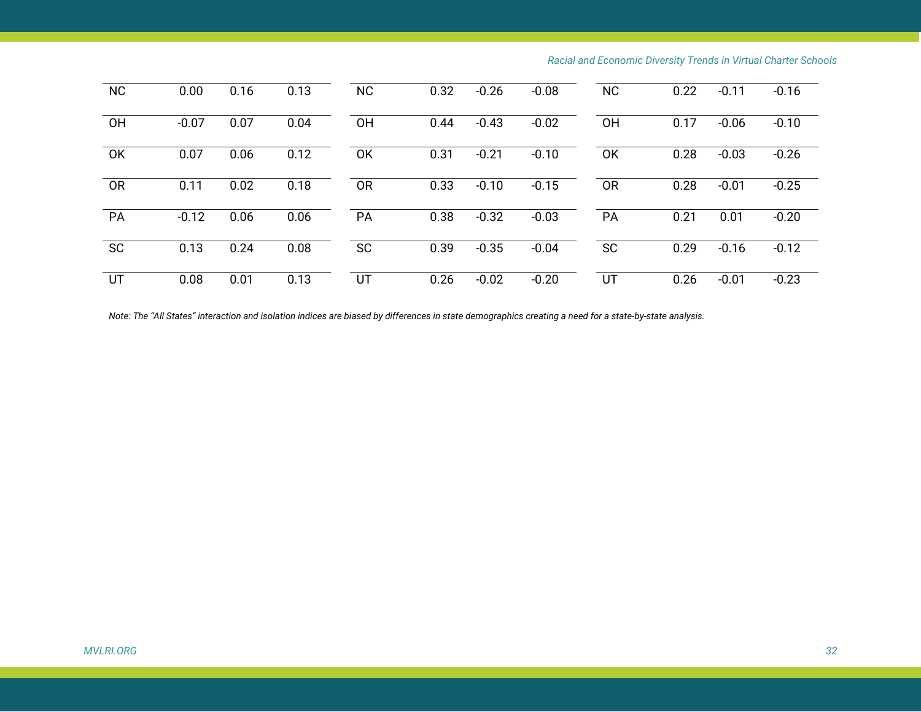| | | | | | | | | | | | |
|---|---|---|---|---|---|---|---|---|---|---|---|
| NC | 0.00 | 0.16 | 0.13 | NC | 0.32 | -0.26 | -0.08 | NC | 0.22 | -0.11 | -0.16 |
| OH | -0.07 | 0.07 | 0.04 | OH | 0.44 | -0.43 | -0.02 | OH | 0.17 | -0.06 | -0.10 |
| OK | 0.07 | 0.06 | 0.12 | OK | 0.31 | -0.21 | -0.10 | OK | 0.28 | -0.03 | -0.26 |
| OR | 0.11 | 0.02 | 0.18 | OR | 0.33 | -0.10 | -0.15 | OR | 0.28 | -0.01 | -0.25 |
| PA | -0.12 | 0.06 | 0.06 | PA | 0.38 | -0.32 | -0.03 | PA | 0.21 | 0.01 | -0.20 |
| SC | 0.13 | 0.24 | 0.08 | SC | 0.39 | -0.35 | -0.04 | SC | 0.29 | -0.16 | -0.12 |
| UT | 0.08 | 0.01 | 0.13 | UT | 0.26 | -0.02 | -0.20 | UT | 0.26 | -0.01 | -0.23 |

*Note: The "All States" interaction and isolation indices are biased by differences in state demographics creating a need for a state-by-state analysis.*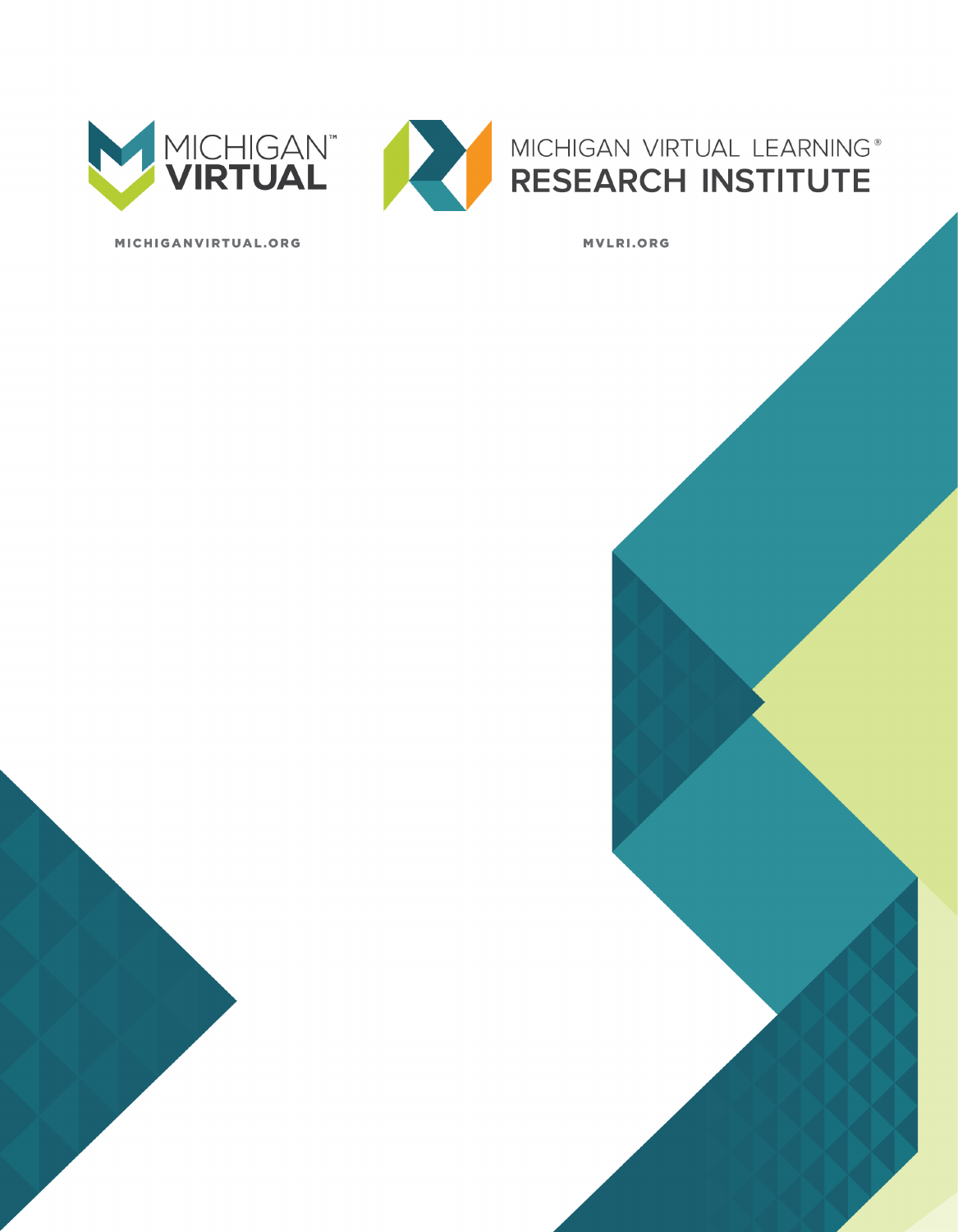MICHIGAN™ VIRTUAL

MICHIGAN VIRTUAL LEARNING® RESEARCH INSTITUTE

MICHIGANVIRTUAL.ORG

MVLRI.ORG